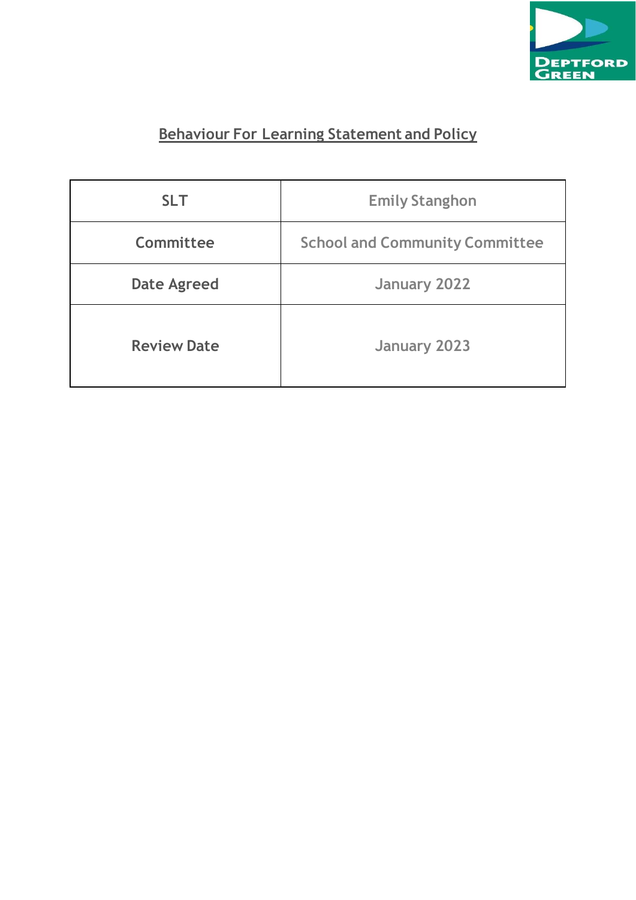# Behaviour For Learning Statement and Policy

| SLT | Emily Stanghon |
|---|---|
| Committee | School and Community Committee |
| Date Agreed | January 2022 |
| Review Date | January 2023 |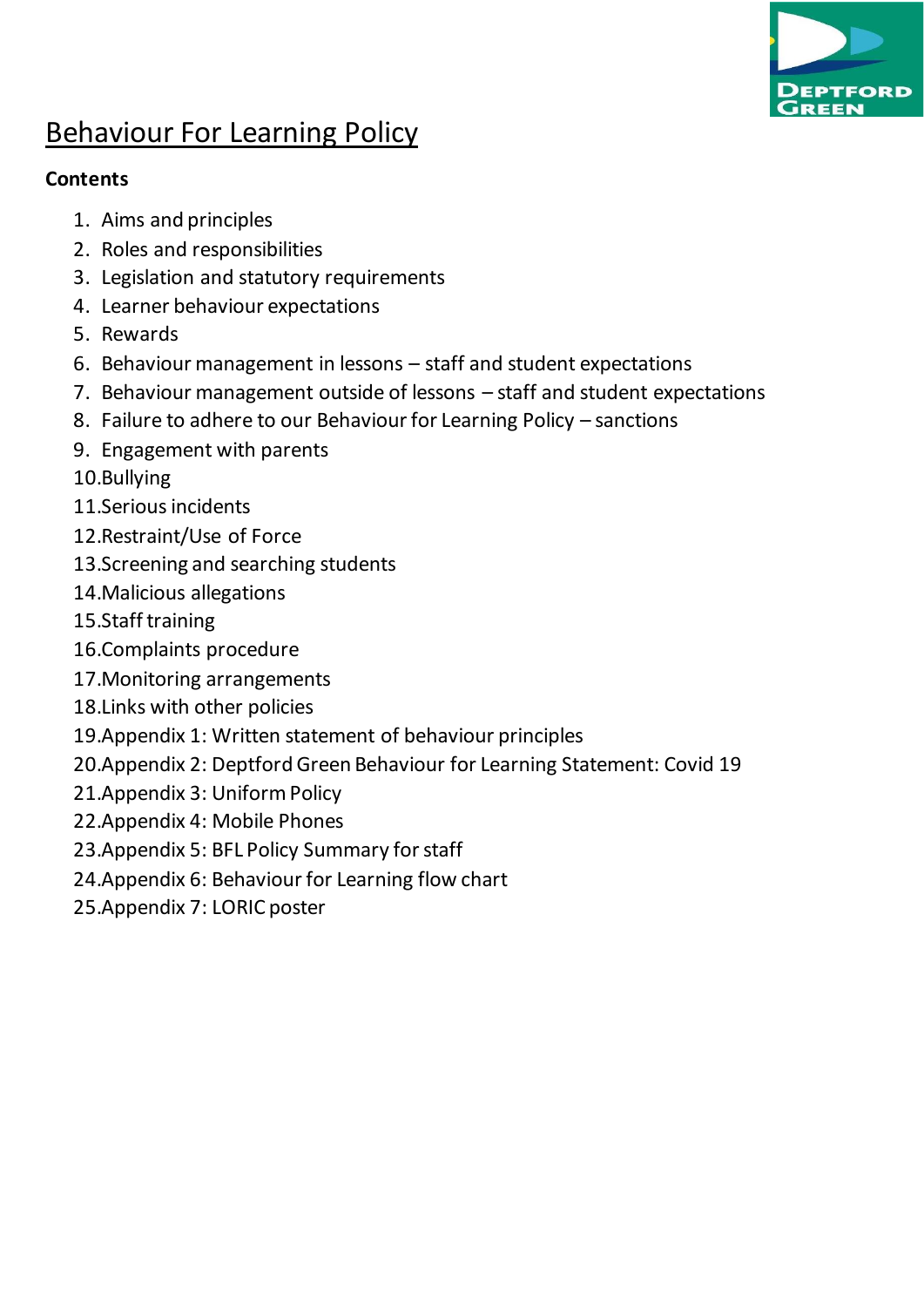# Behaviour For Learning Policy

**Contents**

1. Aims and principles
2. Roles and responsibilities
3. Legislation and statutory requirements
4. Learner behaviour expectations
5. Rewards
6. Behaviour management in lessons – staff and student expectations
7. Behaviour management outside of lessons – staff and student expectations
8. Failure to adhere to our Behaviour for Learning Policy – sanctions
9. Engagement with parents
10. Bullying
11. Serious incidents
12. Restraint/Use of Force
13. Screening and searching students
14. Malicious allegations
15. Staff training
16. Complaints procedure
17. Monitoring arrangements
18. Links with other policies
19. Appendix 1: Written statement of behaviour principles
20. Appendix 2: Deptford Green Behaviour for Learning Statement: Covid 19
21. Appendix 3: Uniform Policy
22. Appendix 4: Mobile Phones
23. Appendix 5: BFL Policy Summary for staff
24. Appendix 6: Behaviour for Learning flow chart
25. Appendix 7: LORIC poster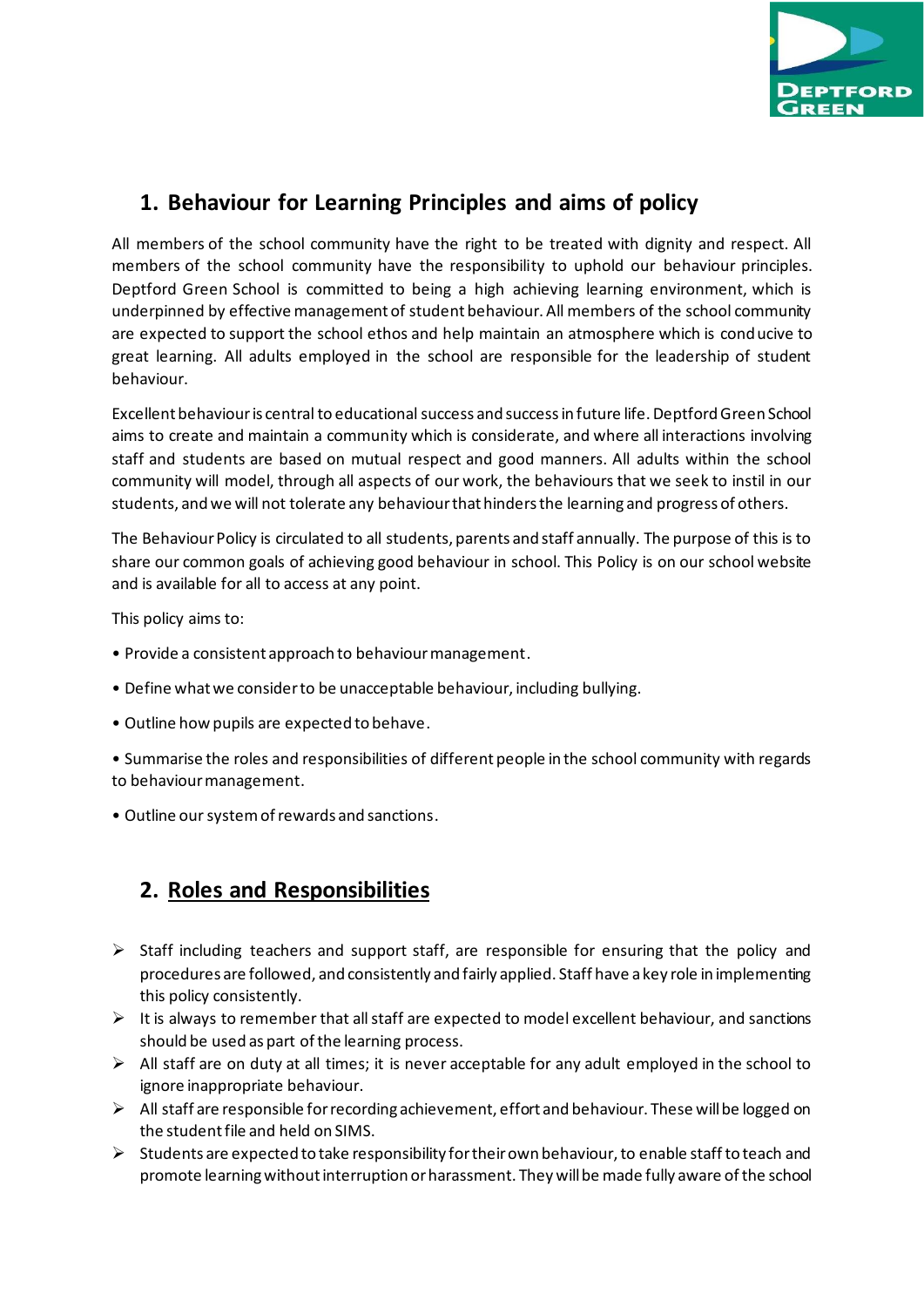## 1. Behaviour for Learning Principles and aims of policy

All members of the school community have the right to be treated with dignity and respect. All members of the school community have the responsibility to uphold our behaviour principles. Deptford Green School is committed to being a high achieving learning environment, which is underpinned by effective management of student behaviour. All members of the school community are expected to support the school ethos and help maintain an atmosphere which is conducive to great learning. All adults employed in the school are responsible for the leadership of student behaviour.

Excellent behaviour is central to educational success and success in future life. Deptford Green School aims to create and maintain a community which is considerate, and where all interactions involving staff and students are based on mutual respect and good manners. All adults within the school community will model, through all aspects of our work, the behaviours that we seek to instil in our students, and we will not tolerate any behaviour that hinders the learning and progress of others.

The Behaviour Policy is circulated to all students, parents and staff annually. The purpose of this is to share our common goals of achieving good behaviour in school. This Policy is on our school website and is available for all to access at any point.

This policy aims to:

- Provide a consistent approach to behaviour management.
- Define what we consider to be unacceptable behaviour, including bullying.
- Outline how pupils are expected to behave.
- Summarise the roles and responsibilities of different people in the school community with regards to behaviour management.
- Outline our system of rewards and sanctions.

## 2. Roles and Responsibilities

- Staff including teachers and support staff, are responsible for ensuring that the policy and procedures are followed, and consistently and fairly applied. Staff have a key role in implementing this policy consistently.
- It is always to remember that all staff are expected to model excellent behaviour, and sanctions should be used as part of the learning process.
- All staff are on duty at all times; it is never acceptable for any adult employed in the school to ignore inappropriate behaviour.
- All staff are responsible for recording achievement, effort and behaviour. These will be logged on the student file and held on SIMS.
- Students are expected to take responsibility for their own behaviour, to enable staff to teach and promote learning without interruption or harassment. They will be made fully aware of the school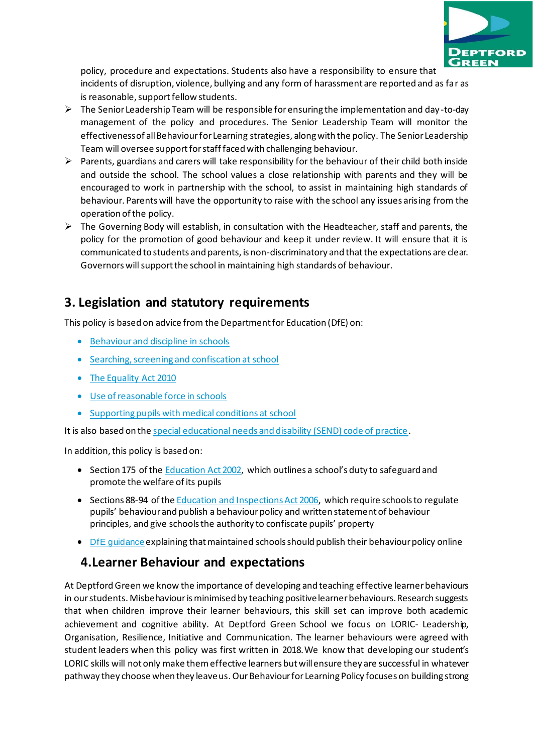policy, procedure and expectations. Students also have a responsibility to ensure that incidents of disruption, violence, bullying and any form of harassment are reported and as far as is reasonable, support fellow students.

- The Senior Leadership Team will be responsible for ensuring the implementation and day-to-day management of the policy and procedures. The Senior Leadership Team will monitor the effectiveness of all Behaviour for Learning strategies, along with the policy. The Senior Leadership Team will oversee support for staff faced with challenging behaviour.
- Parents, guardians and carers will take responsibility for the behaviour of their child both inside and outside the school. The school values a close relationship with parents and they will be encouraged to work in partnership with the school, to assist in maintaining high standards of behaviour. Parents will have the opportunity to raise with the school any issues arising from the operation of the policy.
- The Governing Body will establish, in consultation with the Headteacher, staff and parents, the policy for the promotion of good behaviour and keep it under review. It will ensure that it is communicated to students and parents, is non-discriminatory and that the expectations are clear. Governors will support the school in maintaining high standards of behaviour.

## 3. Legislation and statutory requirements

This policy is based on advice from the Department for Education (DfE) on:

- Behaviour and discipline in schools
- Searching, screening and confiscation at school
- The Equality Act 2010
- Use of reasonable force in schools
- Supporting pupils with medical conditions at school

It is also based on the special educational needs and disability (SEND) code of practice.

In addition, this policy is based on:

- Section 175 of the Education Act 2002, which outlines a school's duty to safeguard and promote the welfare of its pupils
- Sections 88-94 of the Education and Inspections Act 2006, which require schools to regulate pupils' behaviour and publish a behaviour policy and written statement of behaviour principles, and give schools the authority to confiscate pupils' property
- DfE guidance explaining that maintained schools should publish their behaviour policy online

## 4. Learner Behaviour and expectations

At Deptford Green we know the importance of developing and teaching effective learner behaviours in our students. Misbehaviour is minimised by teaching positive learner behaviours. Research suggests that when children improve their learner behaviours, this skill set can improve both academic achievement and cognitive ability. At Deptford Green School we focus on LORIC- Leadership, Organisation, Resilience, Initiative and Communication. The learner behaviours were agreed with student leaders when this policy was first written in 2018. We know that developing our student's LORIC skills will not only make them effective learners but will ensure they are successful in whatever pathway they choose when they leave us. Our Behaviour for Learning Policy focuses on building strong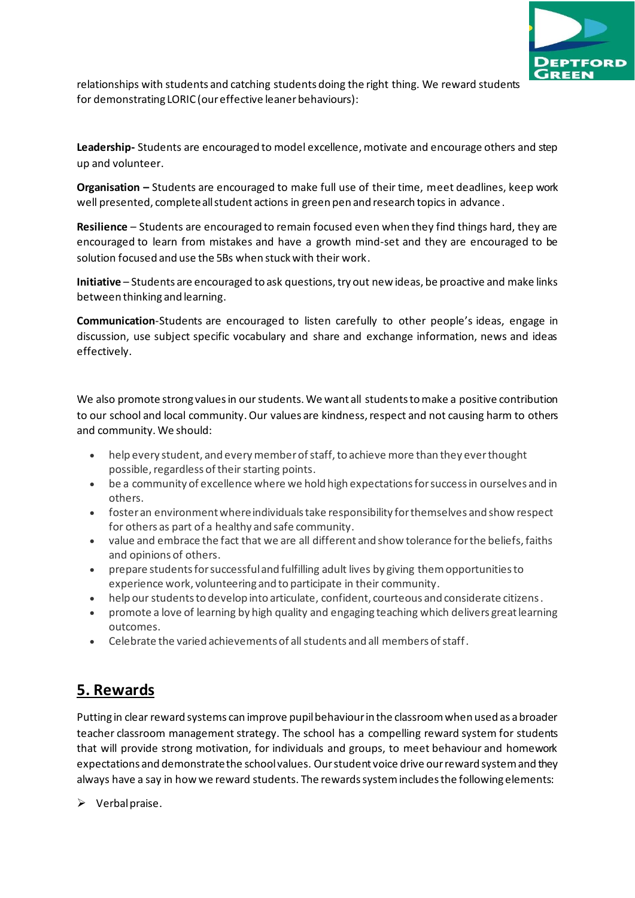relationships with students and catching students doing the right thing. We reward students for demonstrating LORIC (our effective leaner behaviours):

**Leadership-** Students are encouraged to model excellence, motivate and encourage others and step up and volunteer.

**Organisation –** Students are encouraged to make full use of their time, meet deadlines, keep work well presented, complete all student actions in green pen and research topics in advance.

**Resilience** – Students are encouraged to remain focused even when they find things hard, they are encouraged to learn from mistakes and have a growth mind-set and they are encouraged to be solution focused and use the 5Bs when stuck with their work.

**Initiative** – Students are encouraged to ask questions, try out new ideas, be proactive and make links between thinking and learning.

**Communication**-Students are encouraged to listen carefully to other people's ideas, engage in discussion, use subject specific vocabulary and share and exchange information, news and ideas effectively.

We also promote strong values in our students. We want all students to make a positive contribution to our school and local community. Our values are kindness, respect and not causing harm to others and community. We should:

- help every student, and every member of staff, to achieve more than they ever thought possible, regardless of their starting points.
- be a community of excellence where we hold high expectations for success in ourselves and in others.
- foster an environment where individuals take responsibility for themselves and show respect for others as part of a healthy and safe community.
- value and embrace the fact that we are all different and show tolerance for the beliefs, faiths and opinions of others.
- prepare students for successful and fulfilling adult lives by giving them opportunities to experience work, volunteering and to participate in their community.
- help our students to develop into articulate, confident, courteous and considerate citizens.
- promote a love of learning by high quality and engaging teaching which delivers great learning outcomes.
- Celebrate the varied achievements of all students and all members of staff.

## 5. Rewards

Putting in clear reward systems can improve pupil behaviour in the classroom when used as a broader teacher classroom management strategy. The school has a compelling reward system for students that will provide strong motivation, for individuals and groups, to meet behaviour and homework expectations and demonstrate the school values. Our student voice drive our reward system and they always have a say in how we reward students. The rewards system includes the following elements:

- Verbal praise.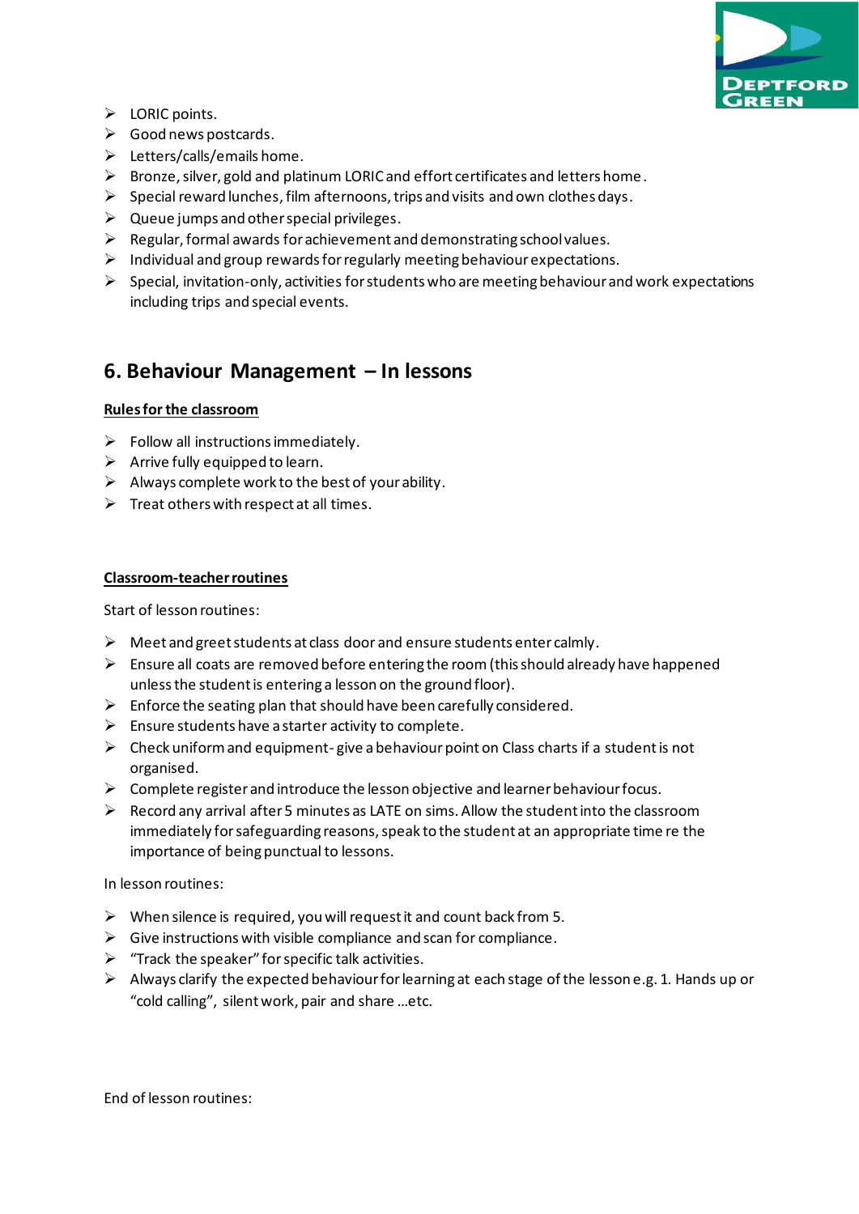- LORIC points.
- Good news postcards.
- Letters/calls/emails home.
- Bronze, silver, gold and platinum LORIC and effort certificates and letters home.
- Special reward lunches, film afternoons, trips and visits and own clothes days.
- Queue jumps and other special privileges.
- Regular, formal awards for achievement and demonstrating school values.
- Individual and group rewards for regularly meeting behaviour expectations.
- Special, invitation-only, activities for students who are meeting behaviour and work expectations including trips and special events.

## 6. Behaviour Management – In lessons

**Rules for the classroom**

- Follow all instructions immediately.
- Arrive fully equipped to learn.
- Always complete work to the best of your ability.
- Treat others with respect at all times.

**Classroom-teacher routines**

Start of lesson routines:

- Meet and greet students at class door and ensure students enter calmly.
- Ensure all coats are removed before entering the room (this should already have happened unless the student is entering a lesson on the ground floor).
- Enforce the seating plan that should have been carefully considered.
- Ensure students have a starter activity to complete.
- Check uniform and equipment- give a behaviour point on Class charts if a student is not organised.
- Complete register and introduce the lesson objective and learner behaviour focus.
- Record any arrival after 5 minutes as LATE on sims. Allow the student into the classroom immediately for safeguarding reasons, speak to the student at an appropriate time re the importance of being punctual to lessons.

In lesson routines:

- When silence is required, you will request it and count back from 5.
- Give instructions with visible compliance and scan for compliance.
- "Track the speaker" for specific talk activities.
- Always clarify the expected behaviour for learning at each stage of the lesson e.g. 1. Hands up or "cold calling", silent work, pair and share …etc.

End of lesson routines: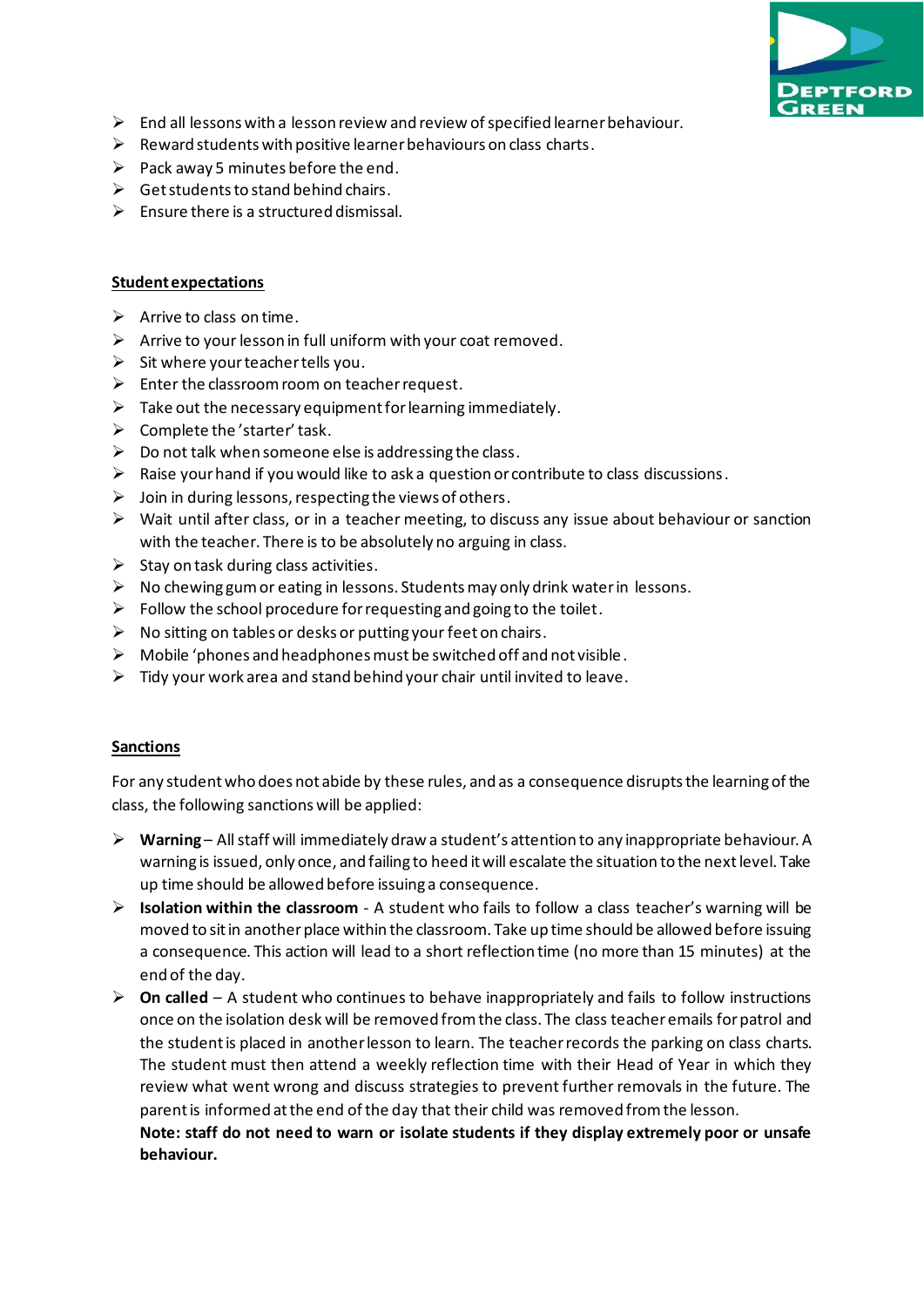- End all lessons with a lesson review and review of specified learner behaviour.
- Reward students with positive learner behaviours on class charts.
- Pack away 5 minutes before the end.
- Get students to stand behind chairs.
- Ensure there is a structured dismissal.

**Student expectations**

- Arrive to class on time.
- Arrive to your lesson in full uniform with your coat removed.
- Sit where your teacher tells you.
- Enter the classroom room on teacher request.
- Take out the necessary equipment for learning immediately.
- Complete the 'starter' task.
- Do not talk when someone else is addressing the class.
- Raise your hand if you would like to ask a question or contribute to class discussions.
- Join in during lessons, respecting the views of others.
- Wait until after class, or in a teacher meeting, to discuss any issue about behaviour or sanction with the teacher. There is to be absolutely no arguing in class.
- Stay on task during class activities.
- No chewing gum or eating in lessons. Students may only drink water in lessons.
- Follow the school procedure for requesting and going to the toilet.
- No sitting on tables or desks or putting your feet on chairs.
- Mobile 'phones and headphones must be switched off and not visible.
- Tidy your work area and stand behind your chair until invited to leave.

**Sanctions**

For any student who does not abide by these rules, and as a consequence disrupts the learning of the class, the following sanctions will be applied:

- **Warning** – All staff will immediately draw a student's attention to any inappropriate behaviour. A warning is issued, only once, and failing to heed it will escalate the situation to the next level. Take up time should be allowed before issuing a consequence.
- **Isolation within the classroom** - A student who fails to follow a class teacher's warning will be moved to sit in another place within the classroom. Take up time should be allowed before issuing a consequence. This action will lead to a short reflection time (no more than 15 minutes) at the end of the day.
- **On called** – A student who continues to behave inappropriately and fails to follow instructions once on the isolation desk will be removed from the class. The class teacher emails for patrol and the student is placed in another lesson to learn. The teacher records the parking on class charts. The student must then attend a weekly reflection time with their Head of Year in which they review what went wrong and discuss strategies to prevent further removals in the future. The parent is informed at the end of the day that their child was removed from the lesson.
  **Note: staff do not need to warn or isolate students if they display extremely poor or unsafe behaviour.**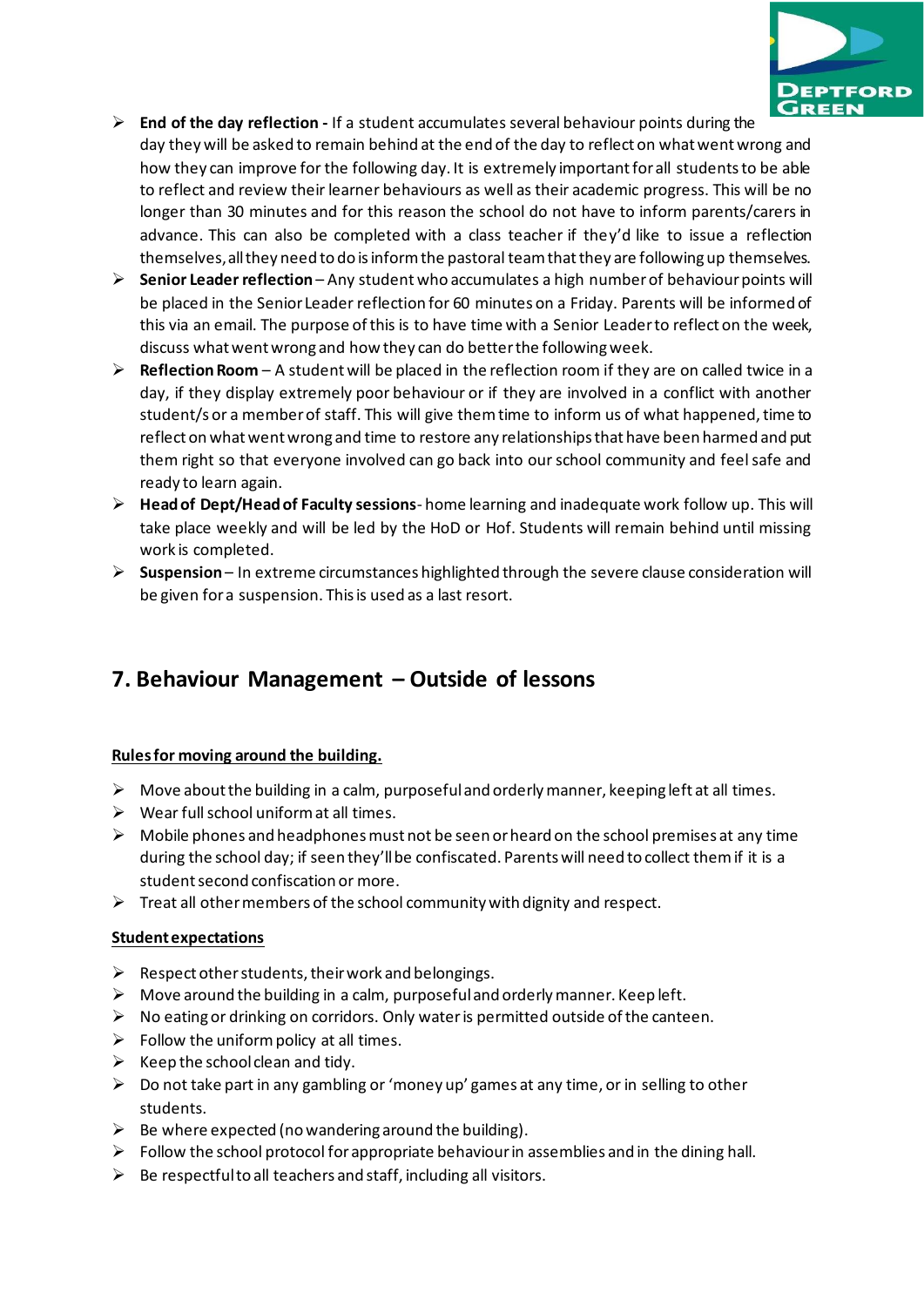- **End of the day reflection -** If a student accumulates several behaviour points during the day they will be asked to remain behind at the end of the day to reflect on what went wrong and how they can improve for the following day. It is extremely important for all students to be able to reflect and review their learner behaviours as well as their academic progress. This will be no longer than 30 minutes and for this reason the school do not have to inform parents/carers in advance. This can also be completed with a class teacher if they'd like to issue a reflection themselves, all they need to do is inform the pastoral team that they are following up themselves.
- **Senior Leader reflection** – Any student who accumulates a high number of behaviour points will be placed in the Senior Leader reflection for 60 minutes on a Friday. Parents will be informed of this via an email. The purpose of this is to have time with a Senior Leader to reflect on the week, discuss what went wrong and how they can do better the following week.
- **Reflection Room** – A student will be placed in the reflection room if they are on called twice in a day, if they display extremely poor behaviour or if they are involved in a conflict with another student/s or a member of staff. This will give them time to inform us of what happened, time to reflect on what went wrong and time to restore any relationships that have been harmed and put them right so that everyone involved can go back into our school community and feel safe and ready to learn again.
- **Head of Dept/Head of Faculty sessions**- home learning and inadequate work follow up. This will take place weekly and will be led by the HoD or Hof. Students will remain behind until missing work is completed.
- **Suspension** – In extreme circumstances highlighted through the severe clause consideration will be given for a suspension. This is used as a last resort.

## 7. Behaviour Management – Outside of lessons

**Rules for moving around the building.**

- Move about the building in a calm, purposeful and orderly manner, keeping left at all times.
- Wear full school uniform at all times.
- Mobile phones and headphones must not be seen or heard on the school premises at any time during the school day; if seen they'll be confiscated. Parents will need to collect them if it is a student second confiscation or more.
- Treat all other members of the school community with dignity and respect.

**Student expectations**

- Respect other students, their work and belongings.
- Move around the building in a calm, purposeful and orderly manner. Keep left.
- No eating or drinking on corridors. Only water is permitted outside of the canteen.
- Follow the uniform policy at all times.
- Keep the school clean and tidy.
- Do not take part in any gambling or 'money up' games at any time, or in selling to other students.
- Be where expected (no wandering around the building).
- Follow the school protocol for appropriate behaviour in assemblies and in the dining hall.
- Be respectful to all teachers and staff, including all visitors.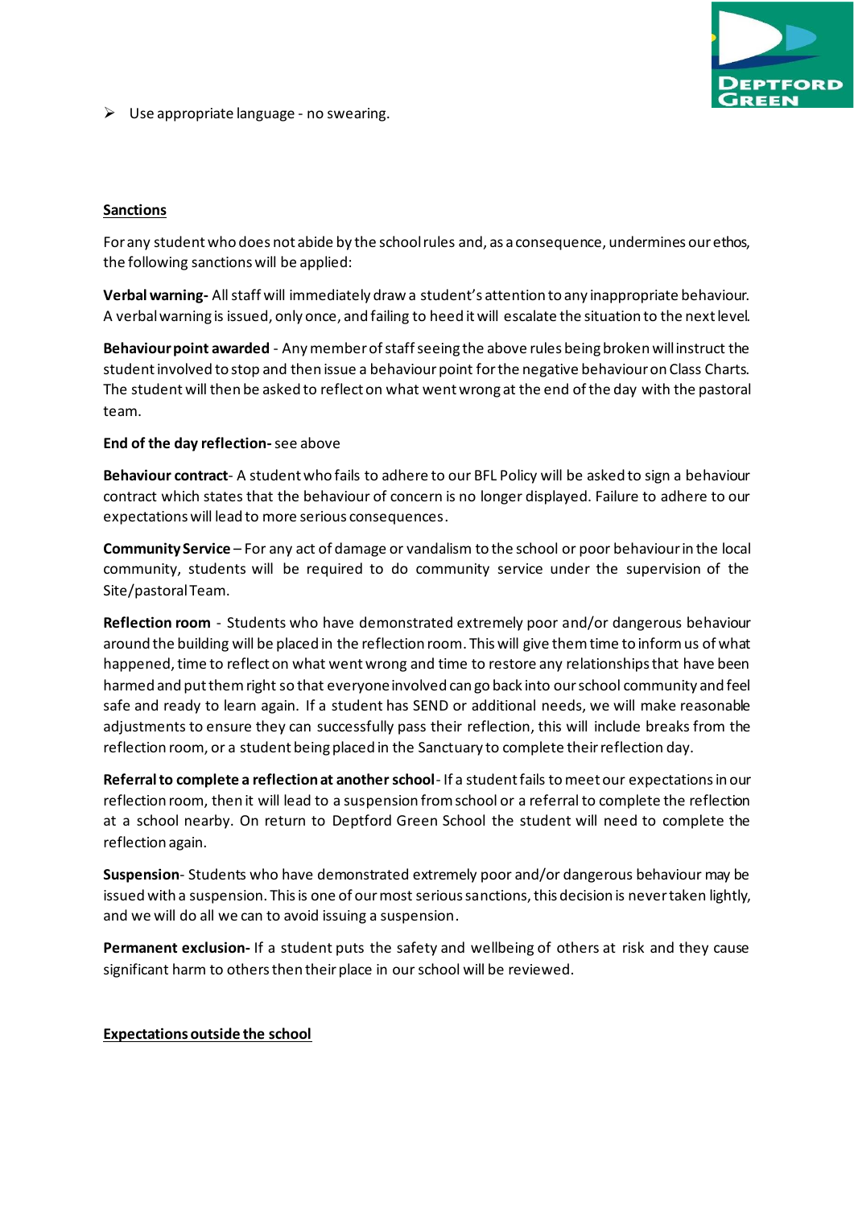- Use appropriate language - no swearing.

**Sanctions**

For any student who does not abide by the school rules and, as a consequence, undermines our ethos, the following sanctions will be applied:

**Verbal warning-** All staff will immediately draw a student's attention to any inappropriate behaviour. A verbal warning is issued, only once, and failing to heed it will escalate the situation to the next level.

**Behaviour point awarded** - Any member of staff seeing the above rules being broken will instruct the student involved to stop and then issue a behaviour point for the negative behaviour on Class Charts. The student will then be asked to reflect on what went wrong at the end of the day with the pastoral team.

**End of the day reflection-** see above

**Behaviour contract**- A student who fails to adhere to our BFL Policy will be asked to sign a behaviour contract which states that the behaviour of concern is no longer displayed. Failure to adhere to our expectations will lead to more serious consequences.

**Community Service** – For any act of damage or vandalism to the school or poor behaviour in the local community, students will be required to do community service under the supervision of the Site/pastoral Team.

**Reflection room** - Students who have demonstrated extremely poor and/or dangerous behaviour around the building will be placed in the reflection room. This will give them time to inform us of what happened, time to reflect on what went wrong and time to restore any relationships that have been harmed and put them right so that everyone involved can go back into our school community and feel safe and ready to learn again. If a student has SEND or additional needs, we will make reasonable adjustments to ensure they can successfully pass their reflection, this will include breaks from the reflection room, or a student being placed in the Sanctuary to complete their reflection day.

**Referral to complete a reflection at another school**- If a student fails to meet our expectations in our reflection room, then it will lead to a suspension from school or a referral to complete the reflection at a school nearby. On return to Deptford Green School the student will need to complete the reflection again.

**Suspension**- Students who have demonstrated extremely poor and/or dangerous behaviour may be issued with a suspension. This is one of our most serious sanctions, this decision is never taken lightly, and we will do all we can to avoid issuing a suspension.

**Permanent exclusion-** If a student puts the safety and wellbeing of others at risk and they cause significant harm to others then their place in our school will be reviewed.

**Expectations outside the school**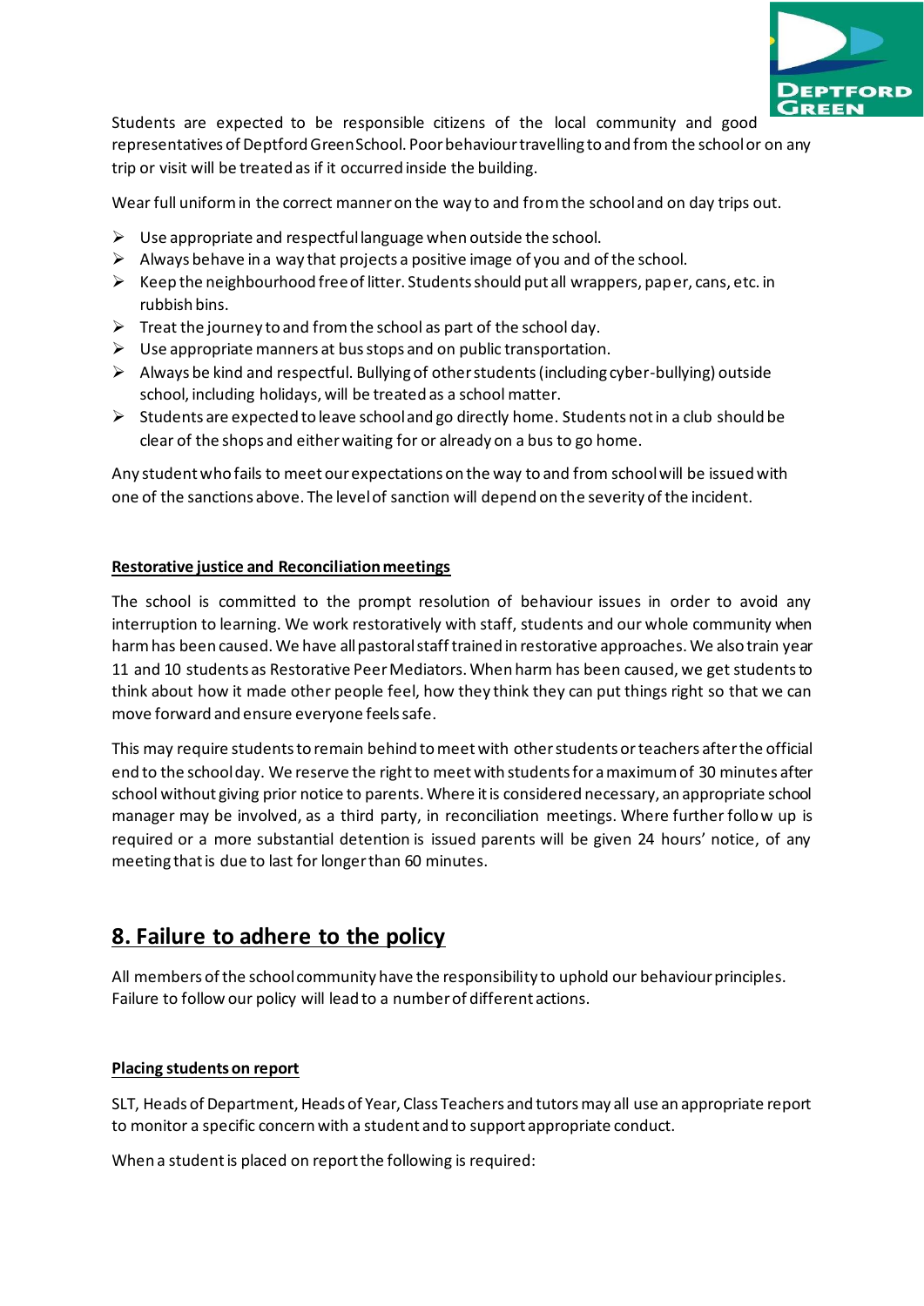Students are expected to be responsible citizens of the local community and good representatives of Deptford Green School. Poor behaviour travelling to and from the school or on any trip or visit will be treated as if it occurred inside the building.

Wear full uniform in the correct manner on the way to and from the school and on day trips out.

- Use appropriate and respectful language when outside the school.
- Always behave in a way that projects a positive image of you and of the school.
- Keep the neighbourhood free of litter. Students should put all wrappers, paper, cans, etc. in rubbish bins.
- Treat the journey to and from the school as part of the school day.
- Use appropriate manners at bus stops and on public transportation.
- Always be kind and respectful. Bullying of other students (including cyber-bullying) outside school, including holidays, will be treated as a school matter.
- Students are expected to leave school and go directly home. Students not in a club should be clear of the shops and either waiting for or already on a bus to go home.

Any student who fails to meet our expectations on the way to and from school will be issued with one of the sanctions above. The level of sanction will depend on the severity of the incident.

**Restorative justice and Reconciliation meetings**

The school is committed to the prompt resolution of behaviour issues in order to avoid any interruption to learning. We work restoratively with staff, students and our whole community when harm has been caused. We have all pastoral staff trained in restorative approaches. We also train year 11 and 10 students as Restorative Peer Mediators. When harm has been caused, we get students to think about how it made other people feel, how they think they can put things right so that we can move forward and ensure everyone feels safe.

This may require students to remain behind to meet with other students or teachers after the official end to the school day. We reserve the right to meet with students for a maximum of 30 minutes after school without giving prior notice to parents. Where it is considered necessary, an appropriate school manager may be involved, as a third party, in reconciliation meetings. Where further follow up is required or a more substantial detention is issued parents will be given 24 hours' notice, of any meeting that is due to last for longer than 60 minutes.

## 8. Failure to adhere to the policy

All members of the school community have the responsibility to uphold our behaviour principles. Failure to follow our policy will lead to a number of different actions.

**Placing students on report**

SLT, Heads of Department, Heads of Year, Class Teachers and tutors may all use an appropriate report to monitor a specific concern with a student and to support appropriate conduct.

When a student is placed on report the following is required: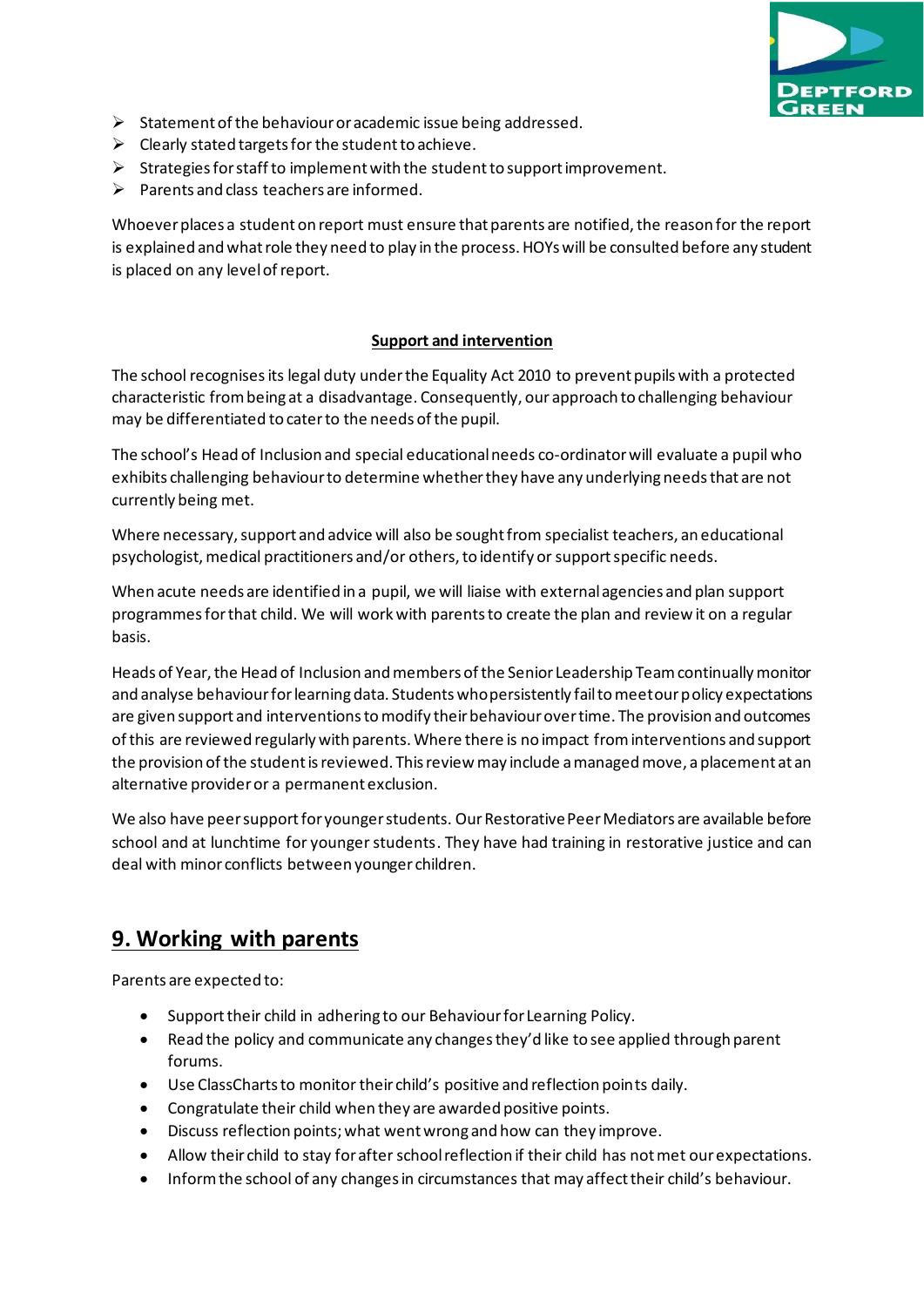- Statement of the behaviour or academic issue being addressed.
- Clearly stated targets for the student to achieve.
- Strategies for staff to implement with the student to support improvement.
- Parents and class teachers are informed.

Whoever places a student on report must ensure that parents are notified, the reason for the report is explained and what role they need to play in the process. HOYs will be consulted before any student is placed on any level of report.

**Support and intervention**

The school recognises its legal duty under the Equality Act 2010 to prevent pupils with a protected characteristic from being at a disadvantage. Consequently, our approach to challenging behaviour may be differentiated to cater to the needs of the pupil.

The school's Head of Inclusion and special educational needs co-ordinator will evaluate a pupil who exhibits challenging behaviour to determine whether they have any underlying needs that are not currently being met.

Where necessary, support and advice will also be sought from specialist teachers, an educational psychologist, medical practitioners and/or others, to identify or support specific needs.

When acute needs are identified in a pupil, we will liaise with external agencies and plan support programmes for that child. We will work with parents to create the plan and review it on a regular basis.

Heads of Year, the Head of Inclusion and members of the Senior Leadership Team continually monitor and analyse behaviour for learning data. Students who persistently fail to meet our policy expectations are given support and interventions to modify their behaviour over time. The provision and outcomes of this are reviewed regularly with parents. Where there is no impact from interventions and support the provision of the student is reviewed. This review may include a managed move, a placement at an alternative provider or a permanent exclusion.

We also have peer support for younger students. Our Restorative Peer Mediators are available before school and at lunchtime for younger students. They have had training in restorative justice and can deal with minor conflicts between younger children.

## 9. Working with parents

Parents are expected to:

- Support their child in adhering to our Behaviour for Learning Policy.
- Read the policy and communicate any changes they'd like to see applied through parent forums.
- Use ClassCharts to monitor their child's positive and reflection points daily.
- Congratulate their child when they are awarded positive points.
- Discuss reflection points; what went wrong and how can they improve.
- Allow their child to stay for after school reflection if their child has not met our expectations.
- Inform the school of any changes in circumstances that may affect their child's behaviour.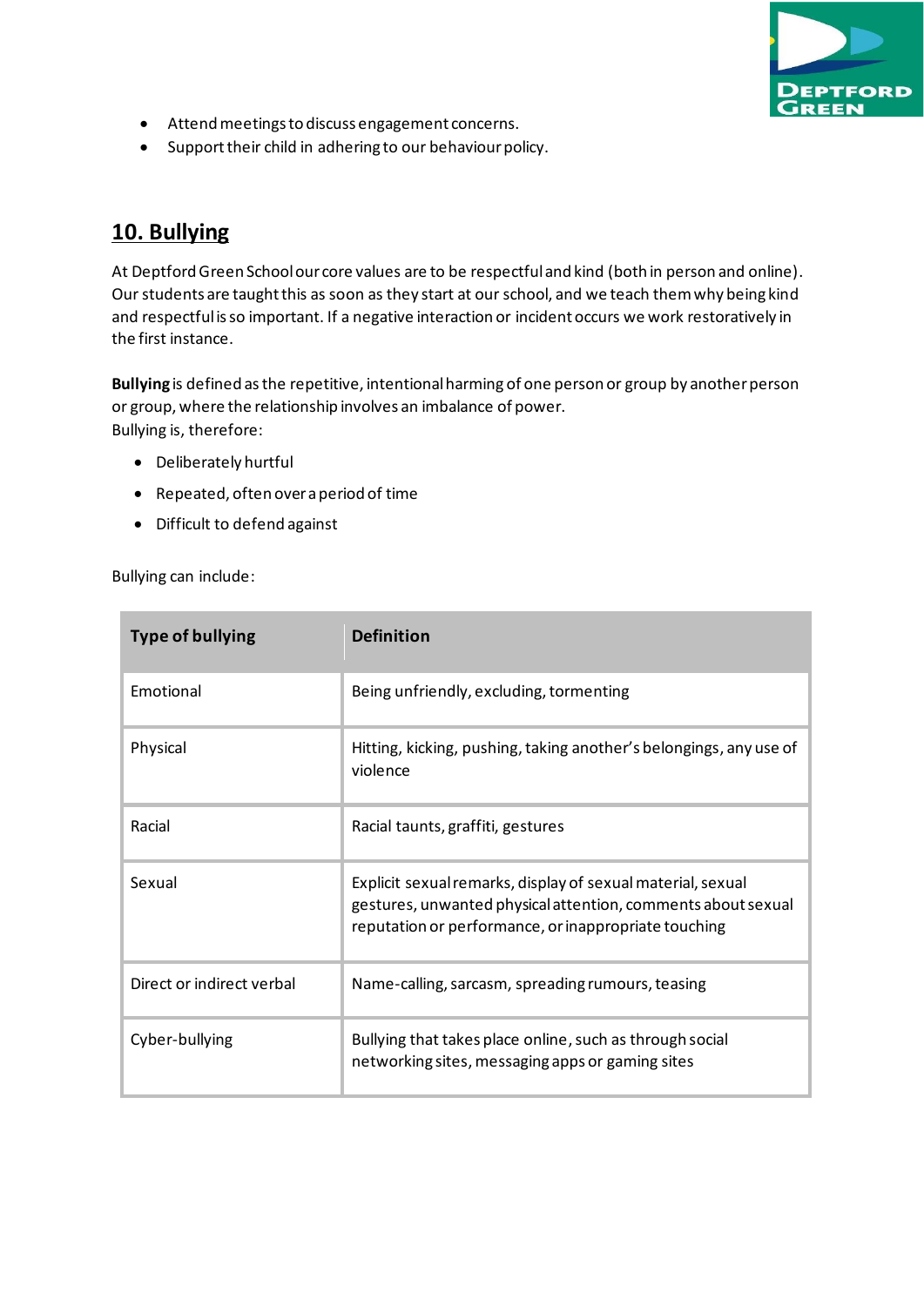- Attend meetings to discuss engagement concerns.
- Support their child in adhering to our behaviour policy.

## 10. Bullying

At Deptford Green School our core values are to be respectful and kind (both in person and online). Our students are taught this as soon as they start at our school, and we teach them why being kind and respectful is so important. If a negative interaction or incident occurs we work restoratively in the first instance.

**Bullying** is defined as the repetitive, intentional harming of one person or group by another person or group, where the relationship involves an imbalance of power.
Bullying is, therefore:

- Deliberately hurtful
- Repeated, often over a period of time
- Difficult to defend against

Bullying can include:

| Type of bullying | Definition |
|---|---|
| Emotional | Being unfriendly, excluding, tormenting |
| Physical | Hitting, kicking, pushing, taking another's belongings, any use of violence |
| Racial | Racial taunts, graffiti, gestures |
| Sexual | Explicit sexual remarks, display of sexual material, sexual gestures, unwanted physical attention, comments about sexual reputation or performance, or inappropriate touching |
| Direct or indirect verbal | Name-calling, sarcasm, spreading rumours, teasing |
| Cyber-bullying | Bullying that takes place online, such as through social networking sites, messaging apps or gaming sites |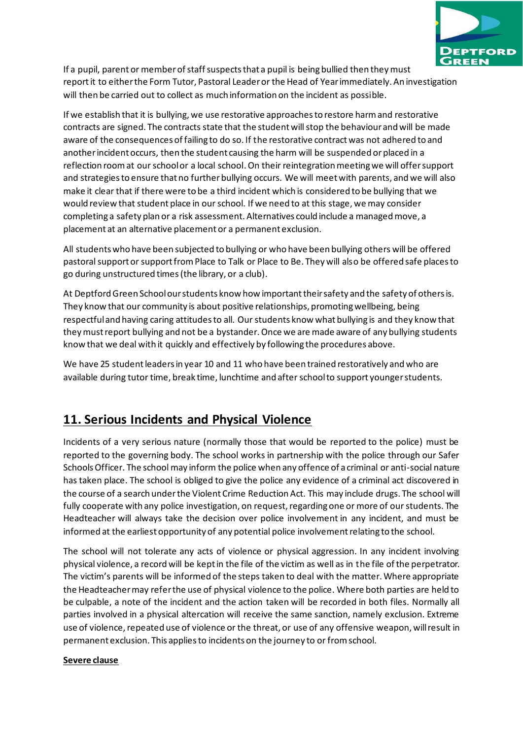If a pupil, parent or member of staff suspects that a pupil is being bullied then they must report it to either the Form Tutor, Pastoral Leader or the Head of Year immediately. An investigation will then be carried out to collect as much information on the incident as possible.

If we establish that it is bullying, we use restorative approaches to restore harm and restorative contracts are signed. The contracts state that the student will stop the behaviour and will be made aware of the consequences of failing to do so. If the restorative contract was not adhered to and another incident occurs, then the student causing the harm will be suspended or placed in a reflection room at our school or a local school. On their reintegration meeting we will offer support and strategies to ensure that no further bullying occurs. We will meet with parents, and we will also make it clear that if there were to be a third incident which is considered to be bullying that we would review that student place in our school. If we need to at this stage, we may consider completing a safety plan or a risk assessment. Alternatives could include a managed move, a placement at an alternative placement or a permanent exclusion.

All students who have been subjected to bullying or who have been bullying others will be offered pastoral support or support from Place to Talk or Place to Be. They will also be offered safe places to go during unstructured times (the library, or a club).

At Deptford Green School our students know how important their safety and the safety of others is. They know that our community is about positive relationships, promoting wellbeing, being respectful and having caring attitudes to all. Our students know what bullying is and they know that they must report bullying and not be a bystander. Once we are made aware of any bullying students know that we deal with it quickly and effectively by following the procedures above.

We have 25 student leaders in year 10 and 11 who have been trained restoratively and who are available during tutor time, break time, lunchtime and after school to support younger students.

## 11. Serious Incidents and Physical Violence

Incidents of a very serious nature (normally those that would be reported to the police) must be reported to the governing body. The school works in partnership with the police through our Safer Schools Officer. The school may inform the police when any offence of a criminal or anti-social nature has taken place. The school is obliged to give the police any evidence of a criminal act discovered in the course of a search under the Violent Crime Reduction Act. This may include drugs. The school will fully cooperate with any police investigation, on request, regarding one or more of our students. The Headteacher will always take the decision over police involvement in any incident, and must be informed at the earliest opportunity of any potential police involvement relating to the school.

The school will not tolerate any acts of violence or physical aggression. In any incident involving physical violence, a record will be kept in the file of the victim as well as in the file of the perpetrator. The victim's parents will be informed of the steps taken to deal with the matter. Where appropriate the Headteacher may refer the use of physical violence to the police. Where both parties are held to be culpable, a note of the incident and the action taken will be recorded in both files. Normally all parties involved in a physical altercation will receive the same sanction, namely exclusion. Extreme use of violence, repeated use of violence or the threat, or use of any offensive weapon, will result in permanent exclusion. This applies to incidents on the journey to or from school.

**Severe clause**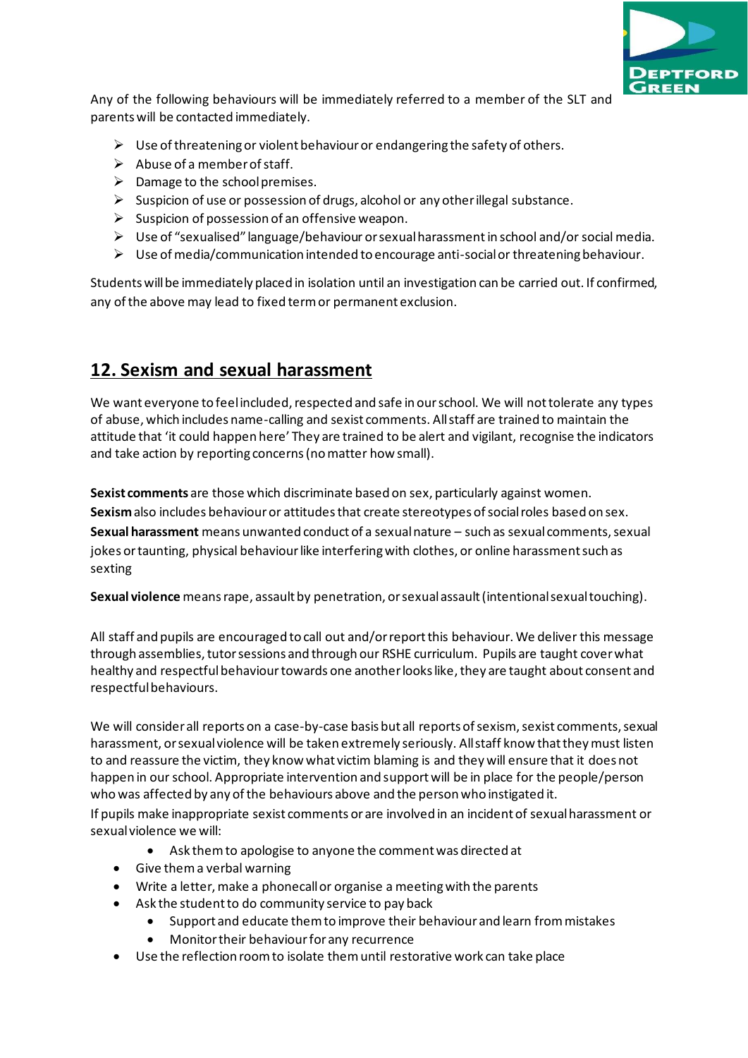Any of the following behaviours will be immediately referred to a member of the SLT and parents will be contacted immediately.

- Use of threatening or violent behaviour or endangering the safety of others.
- Abuse of a member of staff.
- Damage to the school premises.
- Suspicion of use or possession of drugs, alcohol or any other illegal substance.
- Suspicion of possession of an offensive weapon.
- Use of "sexualised" language/behaviour or sexual harassment in school and/or social media.
- Use of media/communication intended to encourage anti-social or threatening behaviour.

Students will be immediately placed in isolation until an investigation can be carried out. If confirmed, any of the above may lead to fixed term or permanent exclusion.

## 12. Sexism and sexual harassment

We want everyone to feel included, respected and safe in our school. We will not tolerate any types of abuse, which includes name-calling and sexist comments. All staff are trained to maintain the attitude that 'it could happen here' They are trained to be alert and vigilant, recognise the indicators and take action by reporting concerns (no matter how small).

**Sexist comments** are those which discriminate based on sex, particularly against women.
**Sexism** also includes behaviour or attitudes that create stereotypes of social roles based on sex.
**Sexual harassment** means unwanted conduct of a sexual nature – such as sexual comments, sexual jokes or taunting, physical behaviour like interfering with clothes, or online harassment such as sexting

**Sexual violence** means rape, assault by penetration, or sexual assault (intentional sexual touching).

All staff and pupils are encouraged to call out and/or report this behaviour. We deliver this message through assemblies, tutor sessions and through our RSHE curriculum. Pupils are taught cover what healthy and respectful behaviour towards one another looks like, they are taught about consent and respectful behaviours.

We will consider all reports on a case-by-case basis but all reports of sexism, sexist comments, sexual harassment, or sexual violence will be taken extremely seriously. All staff know that they must listen to and reassure the victim, they know what victim blaming is and they will ensure that it does not happen in our school. Appropriate intervention and support will be in place for the people/person who was affected by any of the behaviours above and the person who instigated it.

If pupils make inappropriate sexist comments or are involved in an incident of sexual harassment or sexual violence we will:

- Ask them to apologise to anyone the comment was directed at
- Give them a verbal warning
- Write a letter, make a phonecall or organise a meeting with the parents
- Ask the student to do community service to pay back
- Support and educate them to improve their behaviour and learn from mistakes
- Monitor their behaviour for any recurrence
- Use the reflection room to isolate them until restorative work can take place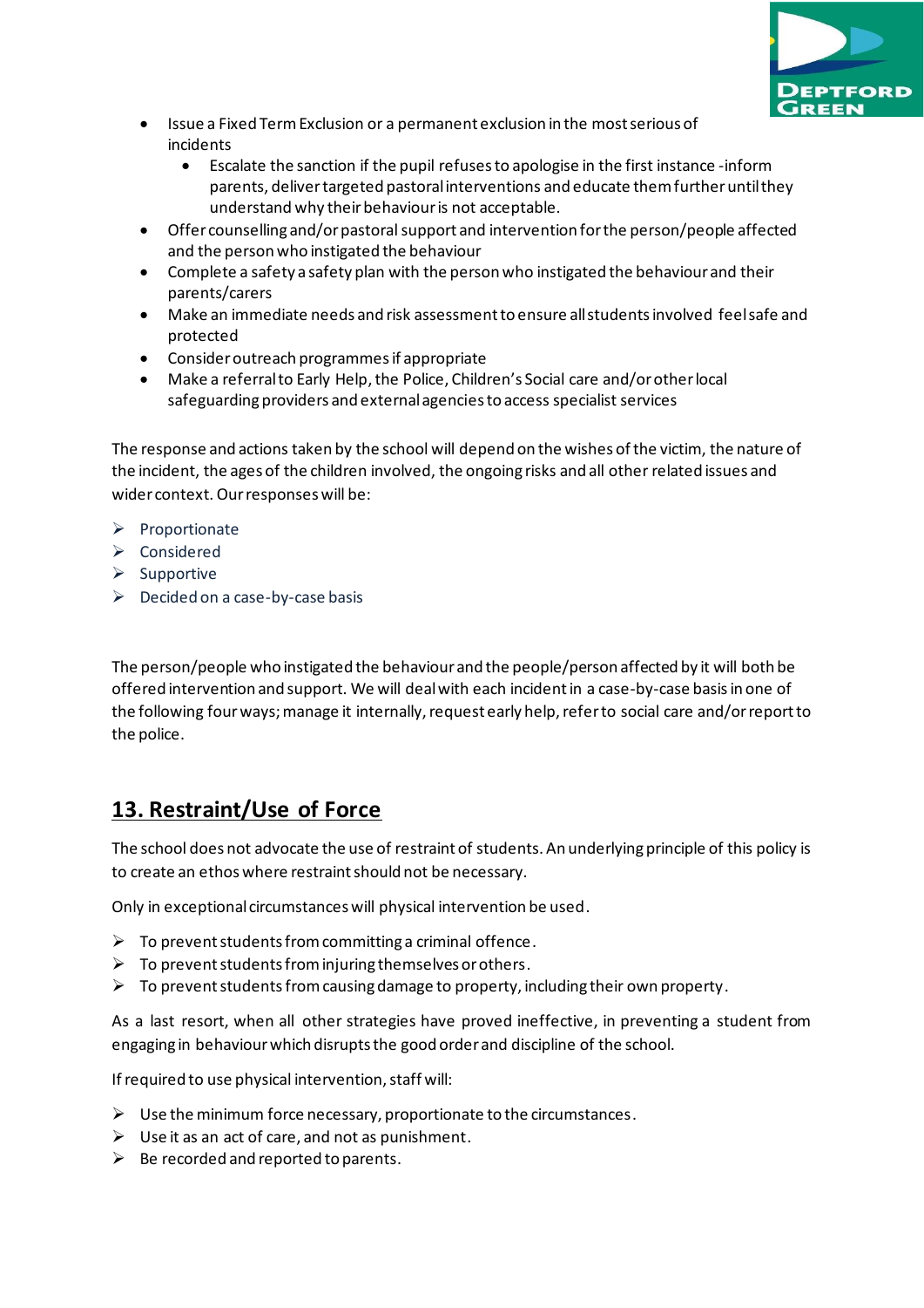- Issue a Fixed Term Exclusion or a permanent exclusion in the most serious of incidents
    - Escalate the sanction if the pupil refuses to apologise in the first instance -inform parents, deliver targeted pastoral interventions and educate them further until they understand why their behaviour is not acceptable.
- Offer counselling and/or pastoral support and intervention for the person/people affected and the person who instigated the behaviour
- Complete a safety a safety plan with the person who instigated the behaviour and their parents/carers
- Make an immediate needs and risk assessment to ensure all students involved feel safe and protected
- Consider outreach programmes if appropriate
- Make a referral to Early Help, the Police, Children's Social care and/or other local safeguarding providers and external agencies to access specialist services

The response and actions taken by the school will depend on the wishes of the victim, the nature of the incident, the ages of the children involved, the ongoing risks and all other related issues and wider context. Our responses will be:

- Proportionate
- Considered
- Supportive
- Decided on a case-by-case basis

The person/people who instigated the behaviour and the people/person affected by it will both be offered intervention and support. We will deal with each incident in a case-by-case basis in one of the following four ways; manage it internally, request early help, refer to social care and/or report to the police.

## 13. Restraint/Use of Force

The school does not advocate the use of restraint of students. An underlying principle of this policy is to create an ethos where restraint should not be necessary.

Only in exceptional circumstances will physical intervention be used.

- To prevent students from committing a criminal offence.
- To prevent students from injuring themselves or others.
- To prevent students from causing damage to property, including their own property.

As a last resort, when all other strategies have proved ineffective, in preventing a student from engaging in behaviour which disrupts the good order and discipline of the school.

If required to use physical intervention, staff will:

- Use the minimum force necessary, proportionate to the circumstances.
- Use it as an act of care, and not as punishment.
- Be recorded and reported to parents.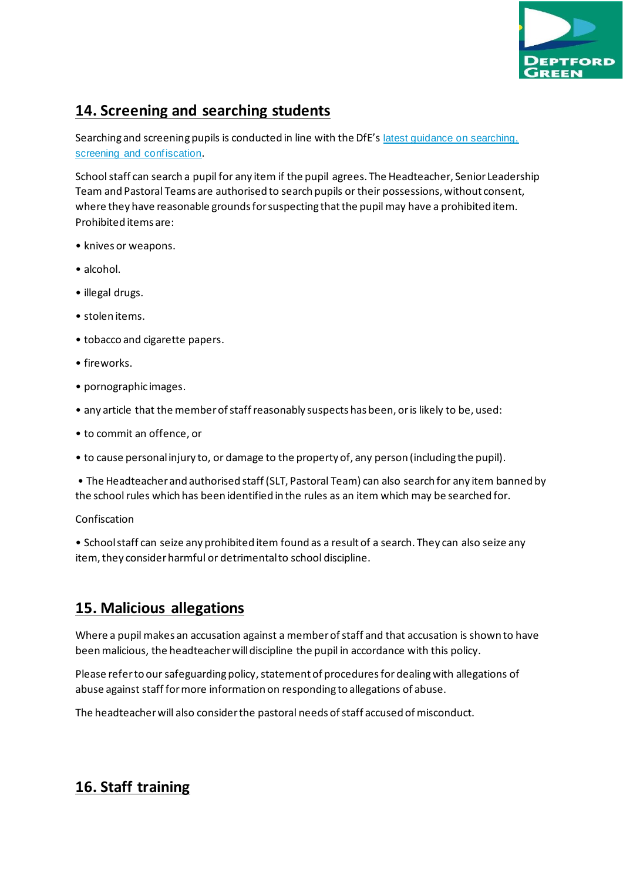## 14. Screening and searching students

Searching and screening pupils is conducted in line with the DfE's [latest guidance on searching, screening and confiscation](latest guidance on searching, screening and confiscation).

School staff can search a pupil for any item if the pupil agrees. The Headteacher, Senior Leadership Team and Pastoral Teams are authorised to search pupils or their possessions, without consent, where they have reasonable grounds for suspecting that the pupil may have a prohibited item. Prohibited items are:

- knives or weapons.
- alcohol.
- illegal drugs.
- stolen items.
- tobacco and cigarette papers.
- fireworks.
- pornographic images.
- any article that the member of staff reasonably suspects has been, or is likely to be, used:
- to commit an offence, or
- to cause personal injury to, or damage to the property of, any person (including the pupil).
- The Headteacher and authorised staff (SLT, Pastoral Team) can also search for any item banned by the school rules which has been identified in the rules as an item which may be searched for.

Confiscation

- School staff can seize any prohibited item found as a result of a search. They can also seize any item, they consider harmful or detrimental to school discipline.

## 15. Malicious allegations

Where a pupil makes an accusation against a member of staff and that accusation is shown to have been malicious, the headteacher will discipline the pupil in accordance with this policy.

Please refer to our safeguarding policy, statement of procedures for dealing with allegations of abuse against staff for more information on responding to allegations of abuse.

The headteacher will also consider the pastoral needs of staff accused of misconduct.

## 16. Staff training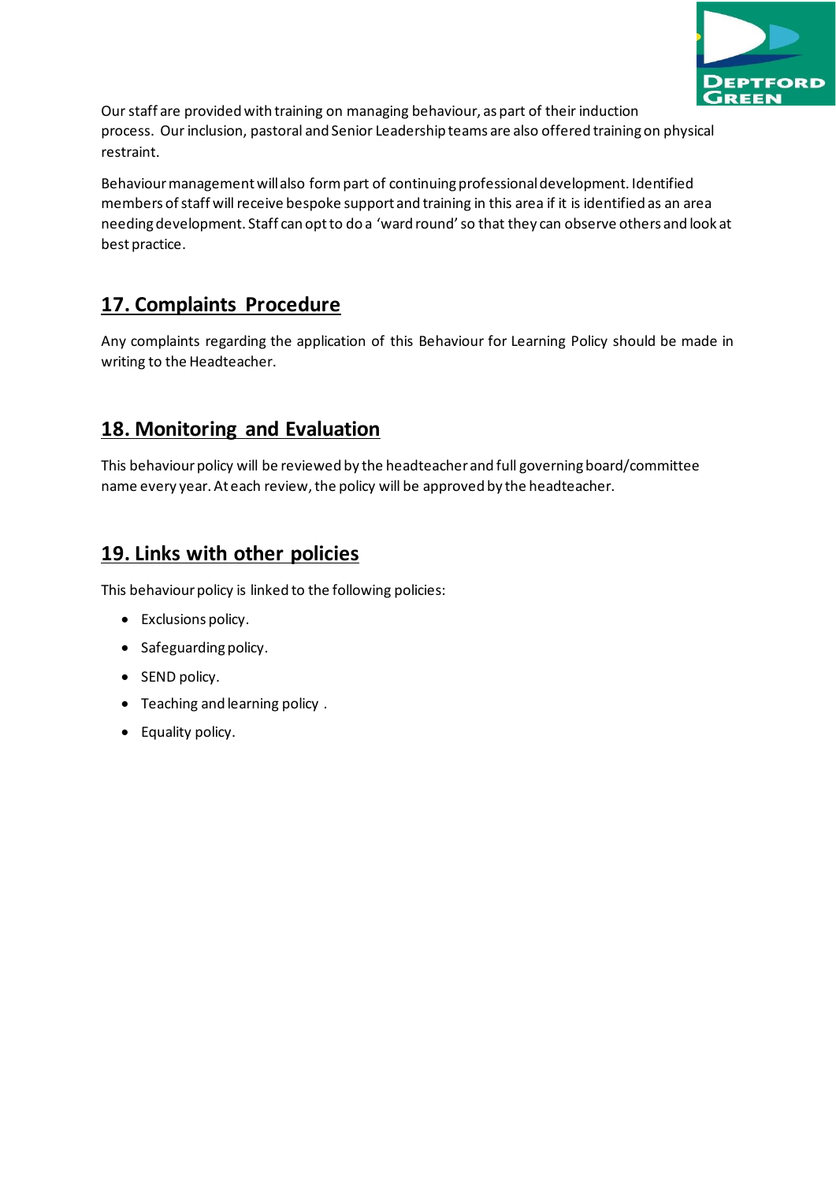Our staff are provided with training on managing behaviour, as part of their induction process. Our inclusion, pastoral and Senior Leadership teams are also offered training on physical restraint.

Behaviour management will also form part of continuing professional development. Identified members of staff will receive bespoke support and training in this area if it is identified as an area needing development. Staff can opt to do a 'ward round' so that they can observe others and look at best practice.

## 17. Complaints Procedure

Any complaints regarding the application of this Behaviour for Learning Policy should be made in writing to the Headteacher.

## 18. Monitoring and Evaluation

This behaviour policy will be reviewed by the headteacher and full governing board/committee name every year. At each review, the policy will be approved by the headteacher.

## 19. Links with other policies

This behaviour policy is linked to the following policies:

- Exclusions policy.
- Safeguarding policy.
- SEND policy.
- Teaching and learning policy .
- Equality policy.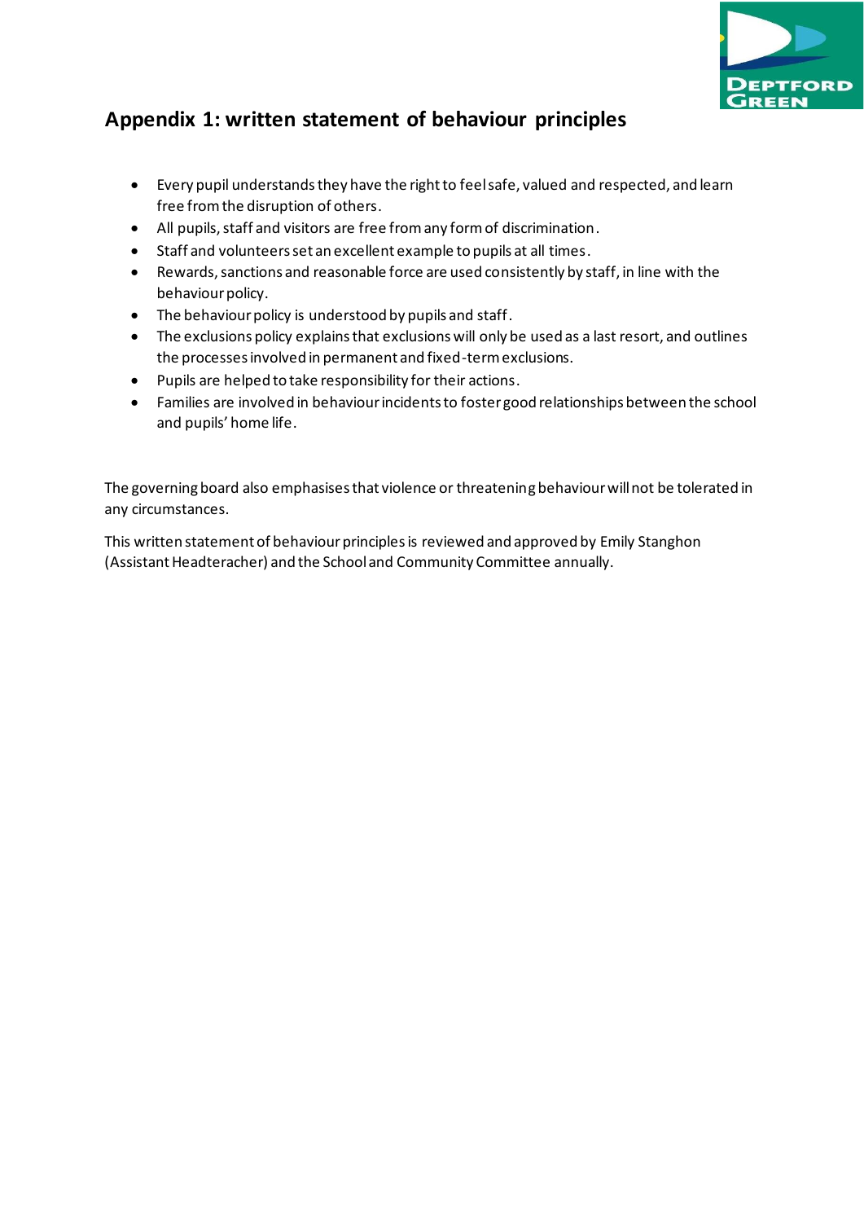## Appendix 1: written statement of behaviour principles

- Every pupil understands they have the right to feel safe, valued and respected, and learn free from the disruption of others.
- All pupils, staff and visitors are free from any form of discrimination.
- Staff and volunteers set an excellent example to pupils at all times.
- Rewards, sanctions and reasonable force are used consistently by staff, in line with the behaviour policy.
- The behaviour policy is understood by pupils and staff.
- The exclusions policy explains that exclusions will only be used as a last resort, and outlines the processes involved in permanent and fixed-term exclusions.
- Pupils are helped to take responsibility for their actions.
- Families are involved in behaviour incidents to foster good relationships between the school and pupils' home life.

The governing board also emphasises that violence or threatening behaviour will not be tolerated in any circumstances.

This written statement of behaviour principles is reviewed and approved by Emily Stanghon (Assistant Headteracher) and the School and Community Committee annually.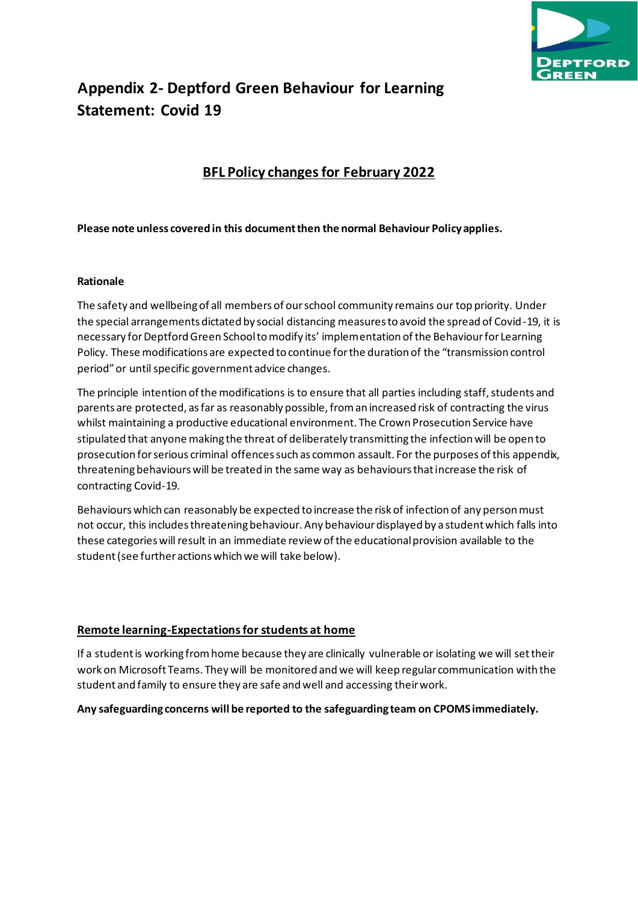# Appendix 2- Deptford Green Behaviour for Learning Statement: Covid 19

## BFL Policy changes for February 2022

**Please note unless covered in this document then the normal Behaviour Policy applies.**

**Rationale**

The safety and wellbeing of all members of our school community remains our top priority. Under the special arrangements dictated by social distancing measures to avoid the spread of Covid-19, it is necessary for Deptford Green School to modify its' implementation of the Behaviour for Learning Policy. These modifications are expected to continue for the duration of the "transmission control period" or until specific government advice changes.

The principle intention of the modifications is to ensure that all parties including staff, students and parents are protected, as far as reasonably possible, from an increased risk of contracting the virus whilst maintaining a productive educational environment. The Crown Prosecution Service have stipulated that anyone making the threat of deliberately transmitting the infection will be open to prosecution for serious criminal offences such as common assault. For the purposes of this appendix, threatening behaviours will be treated in the same way as behaviours that increase the risk of contracting Covid-19.

Behaviours which can reasonably be expected to increase the risk of infection of any person must not occur, this includes threatening behaviour. Any behaviour displayed by a student which falls into these categories will result in an immediate review of the educational provision available to the student (see further actions which we will take below).

## Remote learning-Expectations for students at home

If a student is working from home because they are clinically vulnerable or isolating we will set their work on Microsoft Teams. They will be monitored and we will keep regular communication with the student and family to ensure they are safe and well and accessing their work.

**Any safeguarding concerns will be reported to the safeguarding team on CPOMS immediately.**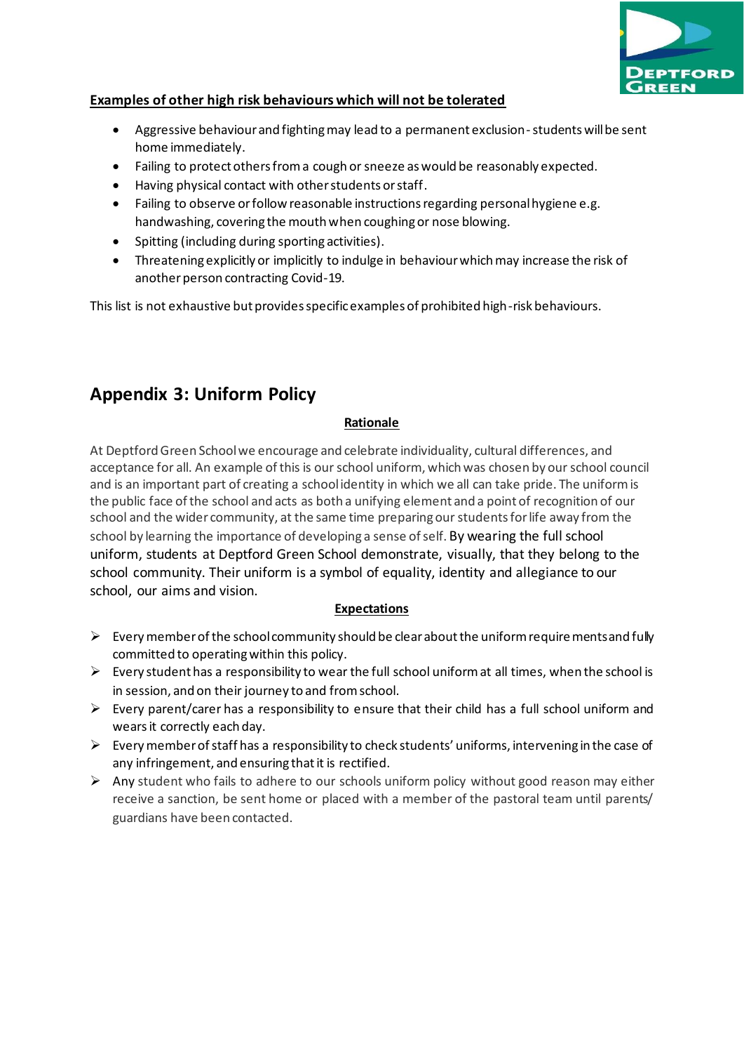**Examples of other high risk behaviours which will not be tolerated**

- Aggressive behaviour and fighting may lead to a permanent exclusion - students will be sent home immediately.
- Failing to protect others from a cough or sneeze as would be reasonably expected.
- Having physical contact with other students or staff.
- Failing to observe or follow reasonable instructions regarding personal hygiene e.g. handwashing, covering the mouth when coughing or nose blowing.
- Spitting (including during sporting activities).
- Threatening explicitly or implicitly to indulge in behaviour which may increase the risk of another person contracting Covid-19.

This list is not exhaustive but provides specific examples of prohibited high-risk behaviours.

## Appendix 3: Uniform Policy

**Rationale**

At Deptford Green School we encourage and celebrate individuality, cultural differences, and acceptance for all. An example of this is our school uniform, which was chosen by our school council and is an important part of creating a school identity in which we all can take pride. The uniform is the public face of the school and acts as both a unifying element and a point of recognition of our school and the wider community, at the same time preparing our students for life away from the school by learning the importance of developing a sense of self. By wearing the full school uniform, students at Deptford Green School demonstrate, visually, that they belong to the school community. Their uniform is a symbol of equality, identity and allegiance to our school, our aims and vision.

**Expectations**

- Every member of the school community should be clear about the uniform requirements and fully committed to operating within this policy.
- Every student has a responsibility to wear the full school uniform at all times, when the school is in session, and on their journey to and from school.
- Every parent/carer has a responsibility to ensure that their child has a full school uniform and wears it correctly each day.
- Every member of staff has a responsibility to check students' uniforms, intervening in the case of any infringement, and ensuring that it is rectified.
- Any student who fails to adhere to our schools uniform policy without good reason may either receive a sanction, be sent home or placed with a member of the pastoral team until parents/ guardians have been contacted.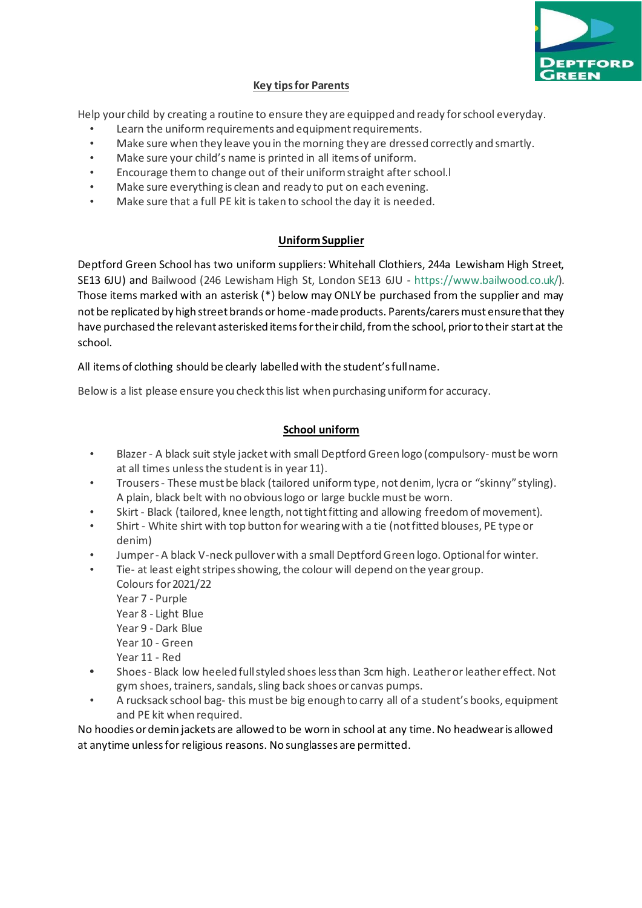## Key tips for Parents

Help your child by creating a routine to ensure they are equipped and ready for school everyday.

- Learn the uniform requirements and equipment requirements.
- Make sure when they leave you in the morning they are dressed correctly and smartly.
- Make sure your child's name is printed in all items of uniform.
- Encourage them to change out of their uniform straight after school.l
- Make sure everything is clean and ready to put on each evening.
- Make sure that a full PE kit is taken to school the day it is needed.

## Uniform Supplier

Deptford Green School has two uniform suppliers: Whitehall Clothiers, 244a Lewisham High Street, SE13 6JU) and Bailwood (246 Lewisham High St, London SE13 6JU - https://www.bailwood.co.uk/). Those items marked with an asterisk (*) below may ONLY be purchased from the supplier and may not be replicated by high street brands or home-made products. Parents/carers must ensure that they have purchased the relevant asterisked items for their child, from the school, prior to their start at the school.

All items of clothing should be clearly labelled with the student's full name.

Below is a list please ensure you check this list when purchasing uniform for accuracy.

## School uniform

- Blazer - A black suit style jacket with small Deptford Green logo (compulsory- must be worn at all times unless the student is in year 11).
- Trousers - These must be black (tailored uniform type, not denim, lycra or "skinny" styling). A plain, black belt with no obvious logo or large buckle must be worn.
- Skirt - Black (tailored, knee length, not tight fitting and allowing freedom of movement).
- Shirt - White shirt with top button for wearing with a tie (not fitted blouses, PE type or denim)
- Jumper - A black V-neck pullover with a small Deptford Green logo. Optional for winter.
- Tie- at least eight stripes showing, the colour will depend on the year group.
  Colours for 2021/22
  Year 7 - Purple
  Year 8 - Light Blue
  Year 9 - Dark Blue
  Year 10 - Green
  Year 11 - Red
- Shoes - Black low heeled full styled shoes less than 3cm high. Leather or leather effect. Not gym shoes, trainers, sandals, sling back shoes or canvas pumps.
- A rucksack school bag- this must be big enough to carry all of a student's books, equipment and PE kit when required.

No hoodies or demin jackets are allowed to be worn in school at any time. No headwear is allowed at anytime unless for religious reasons. No sunglasses are permitted.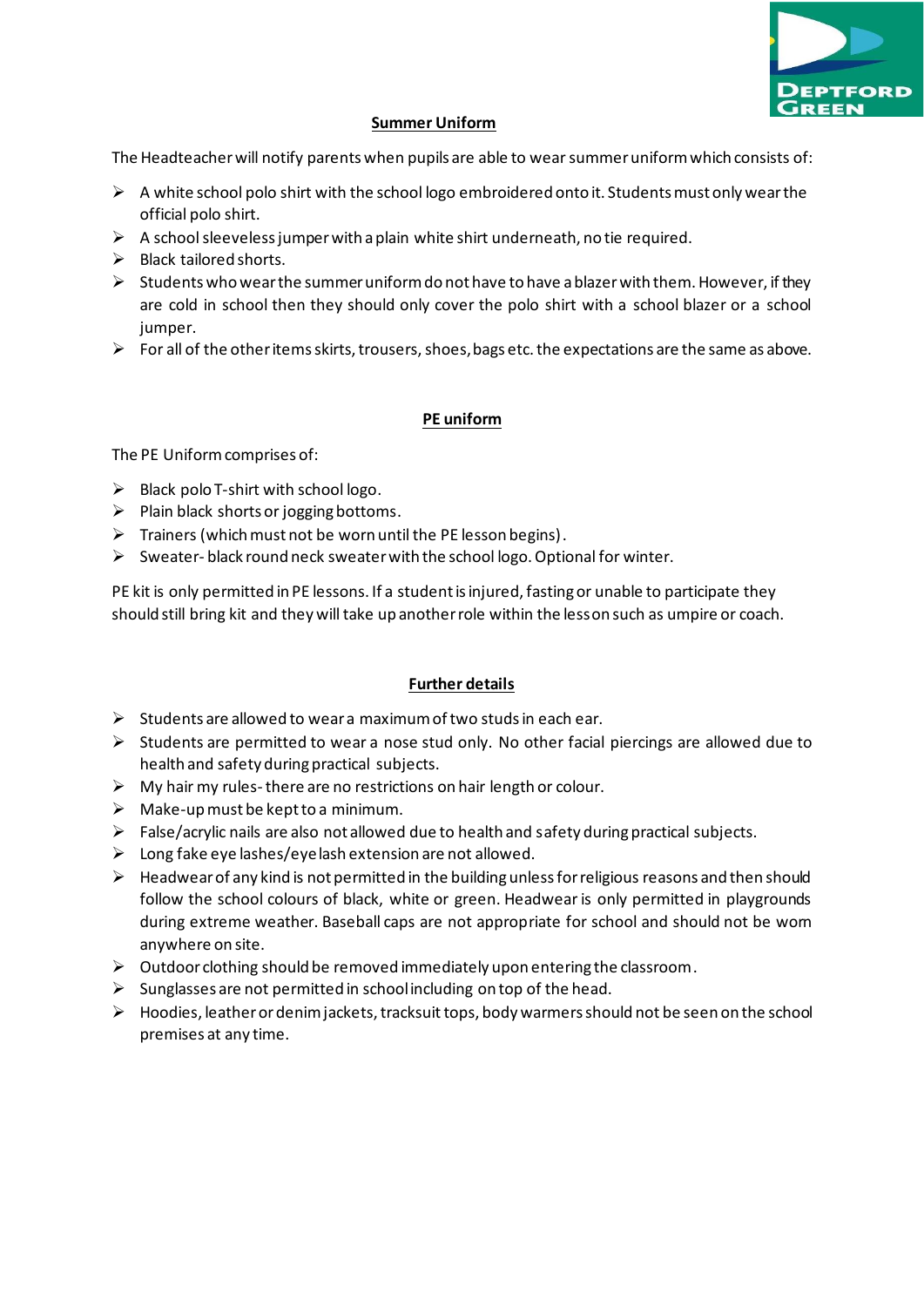## Summer Uniform

The Headteacher will notify parents when pupils are able to wear summer uniform which consists of:

- A white school polo shirt with the school logo embroidered onto it. Students must only wear the official polo shirt.
- A school sleeveless jumper with a plain white shirt underneath, no tie required.
- Black tailored shorts.
- Students who wear the summer uniform do not have to have a blazer with them. However, if they are cold in school then they should only cover the polo shirt with a school blazer or a school jumper.
- For all of the other items skirts, trousers, shoes, bags etc. the expectations are the same as above.

## PE uniform

The PE Uniform comprises of:

- Black polo T-shirt with school logo.
- Plain black shorts or jogging bottoms.
- Trainers (which must not be worn until the PE lesson begins).
- Sweater- black round neck sweater with the school logo. Optional for winter.

PE kit is only permitted in PE lessons. If a student is injured, fasting or unable to participate they should still bring kit and they will take up another role within the lesson such as umpire or coach.

## Further details

- Students are allowed to wear a maximum of two studs in each ear.
- Students are permitted to wear a nose stud only. No other facial piercings are allowed due to health and safety during practical subjects.
- My hair my rules- there are no restrictions on hair length or colour.
- Make-up must be kept to a minimum.
- False/acrylic nails are also not allowed due to health and safety during practical subjects.
- Long fake eye lashes/eyelash extension are not allowed.
- Headwear of any kind is not permitted in the building unless for religious reasons and then should follow the school colours of black, white or green. Headwear is only permitted in playgrounds during extreme weather. Baseball caps are not appropriate for school and should not be worn anywhere on site.
- Outdoor clothing should be removed immediately upon entering the classroom.
- Sunglasses are not permitted in school including on top of the head.
- Hoodies, leather or denim jackets, tracksuit tops, body warmers should not be seen on the school premises at any time.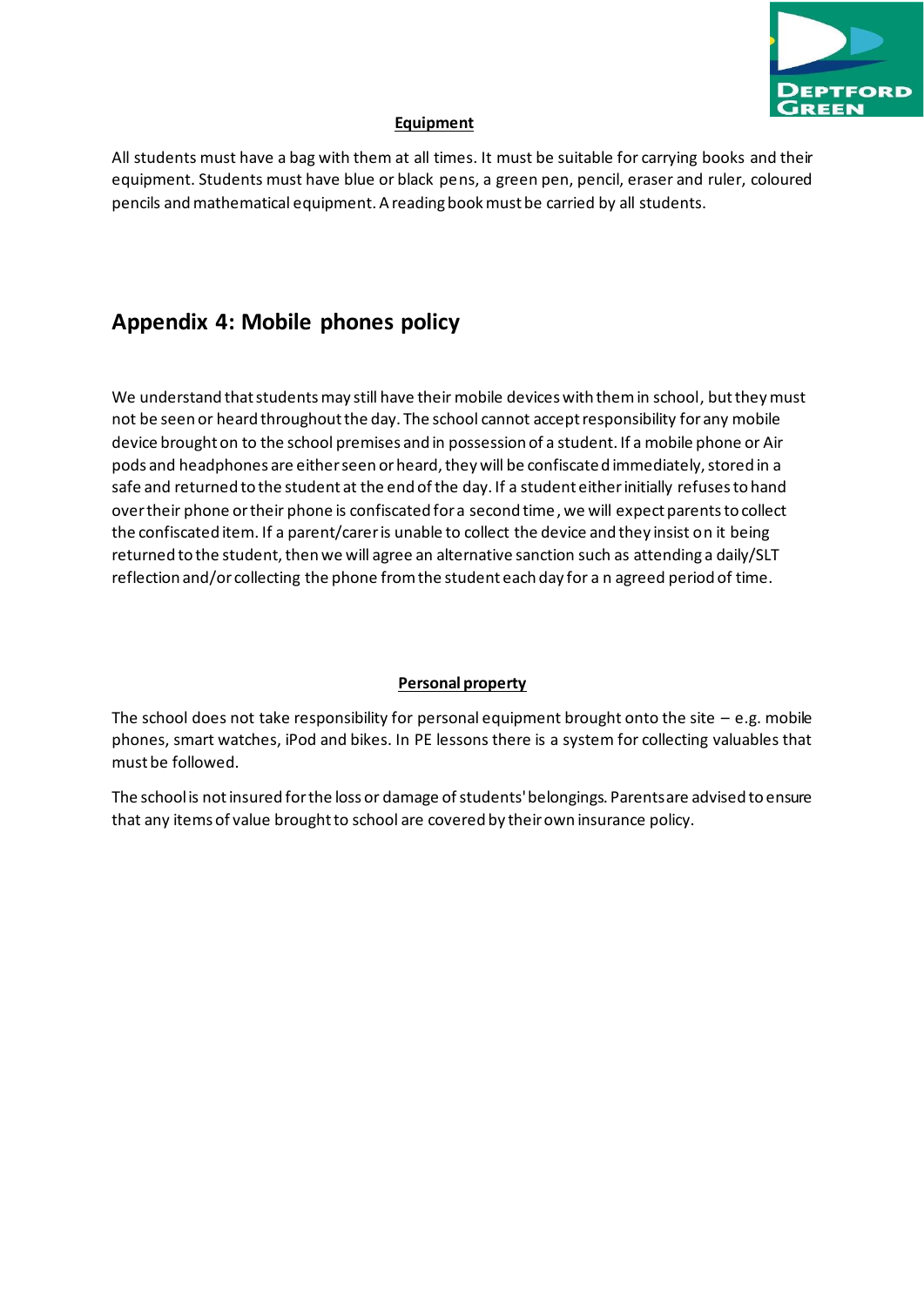**Equipment**

All students must have a bag with them at all times. It must be suitable for carrying books and their equipment. Students must have blue or black pens, a green pen, pencil, eraser and ruler, coloured pencils and mathematical equipment. A reading book must be carried by all students.

## Appendix 4: Mobile phones policy

We understand that students may still have their mobile devices with them in school, but they must not be seen or heard throughout the day. The school cannot accept responsibility for any mobile device brought on to the school premises and in possession of a student. If a mobile phone or Air pods and headphones are either seen or heard, they will be confiscated immediately, stored in a safe and returned to the student at the end of the day. If a student either initially refuses to hand over their phone or their phone is confiscated for a second time, we will expect parents to collect the confiscated item. If a parent/carer is unable to collect the device and they insist on it being returned to the student, then we will agree an alternative sanction such as attending a daily/SLT reflection and/or collecting the phone from the student each day for an agreed period of time.

**Personal property**

The school does not take responsibility for personal equipment brought onto the site – e.g. mobile phones, smart watches, iPod and bikes. In PE lessons there is a system for collecting valuables that must be followed.

The school is not insured for the loss or damage of students' belongings. Parents are advised to ensure that any items of value brought to school are covered by their own insurance policy.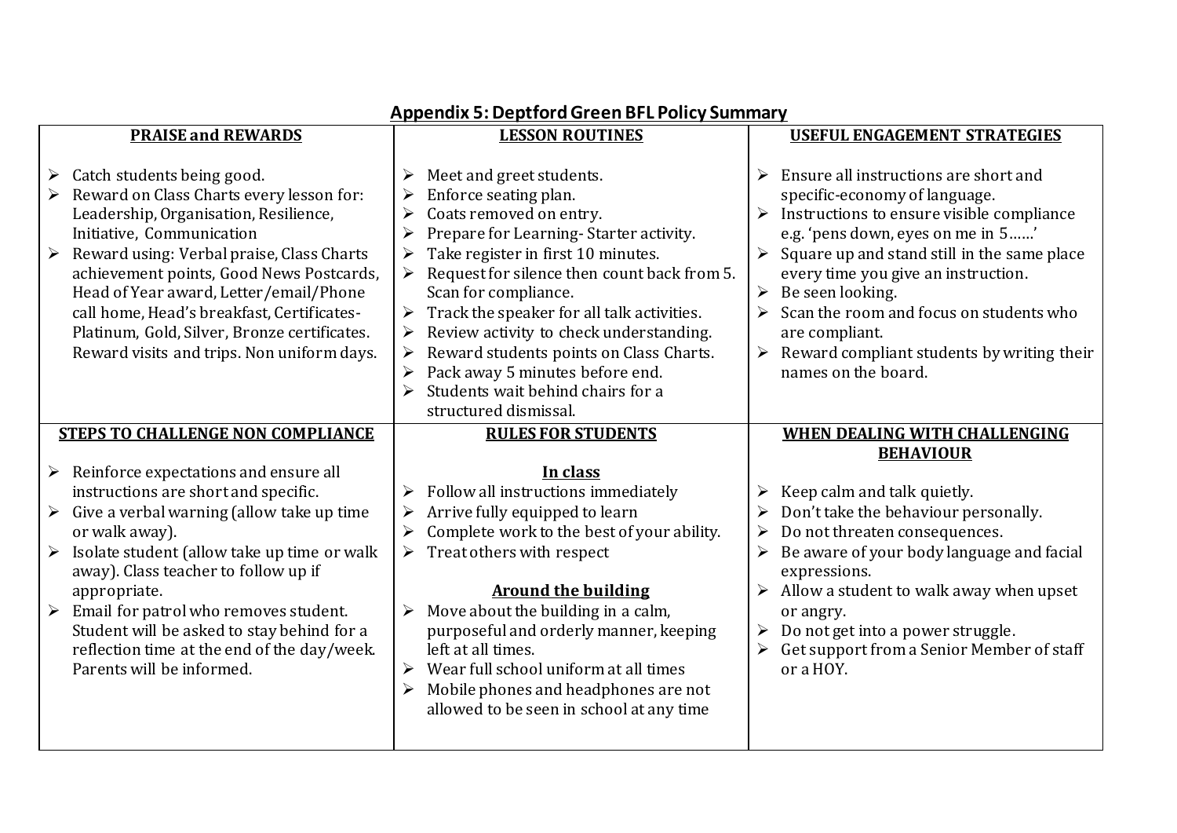## Appendix 5: Deptford Green BFL Policy Summary

| PRAISE and REWARDS | LESSON ROUTINES | USEFUL ENGAGEMENT STRATEGIES |
|---|---|---|
| ➢ Catch students being good.<br>➢ Reward on Class Charts every lesson for: Leadership, Organisation, Resilience, Initiative, Communication<br>➢ Reward using: Verbal praise, Class Charts achievement points, Good News Postcards, Head of Year award, Letter/email/Phone call home, Head's breakfast, Certificates- Platinum, Gold, Silver, Bronze certificates. Reward visits and trips. Non uniform days. | ➢ Meet and greet students.<br>➢ Enforce seating plan.<br>➢ Coats removed on entry.<br>➢ Prepare for Learning- Starter activity.<br>➢ Take register in first 10 minutes.<br>➢ Request for silence then count back from 5. Scan for compliance.<br>➢ Track the speaker for all talk activities.<br>➢ Review activity to check understanding.<br>➢ Reward students points on Class Charts.<br>➢ Pack away 5 minutes before end.<br>➢ Students wait behind chairs for a structured dismissal. | ➢ Ensure all instructions are short and specific-economy of language.<br>➢ Instructions to ensure visible compliance e.g. 'pens down, eyes on me in 5……'<br>➢ Square up and stand still in the same place every time you give an instruction.<br>➢ Be seen looking.<br>➢ Scan the room and focus on students who are compliant.<br>➢ Reward compliant students by writing their names on the board. |
| **STEPS TO CHALLENGE NON COMPLIANCE** | **RULES FOR STUDENTS** | **WHEN DEALING WITH CHALLENGING BEHAVIOUR** |
| ➢ Reinforce expectations and ensure all instructions are short and specific.<br>➢ Give a verbal warning (allow take up time or walk away).<br>➢ Isolate student (allow take up time or walk away). Class teacher to follow up if appropriate.<br>➢ Email for patrol who removes student. Student will be asked to stay behind for a reflection time at the end of the day/week. Parents will be informed. | **In class**<br>➢ Follow all instructions immediately<br>➢ Arrive fully equipped to learn<br>➢ Complete work to the best of your ability.<br>➢ Treat others with respect<br><br>**Around the building**<br>➢ Move about the building in a calm, purposeful and orderly manner, keeping left at all times.<br>➢ Wear full school uniform at all times<br>➢ Mobile phones and headphones are not allowed to be seen in school at any time | ➢ Keep calm and talk quietly.<br>➢ Don't take the behaviour personally.<br>➢ Do not threaten consequences.<br>➢ Be aware of your body language and facial expressions.<br>➢ Allow a student to walk away when upset or angry.<br>➢ Do not get into a power struggle.<br>➢ Get support from a Senior Member of staff or a HOY. |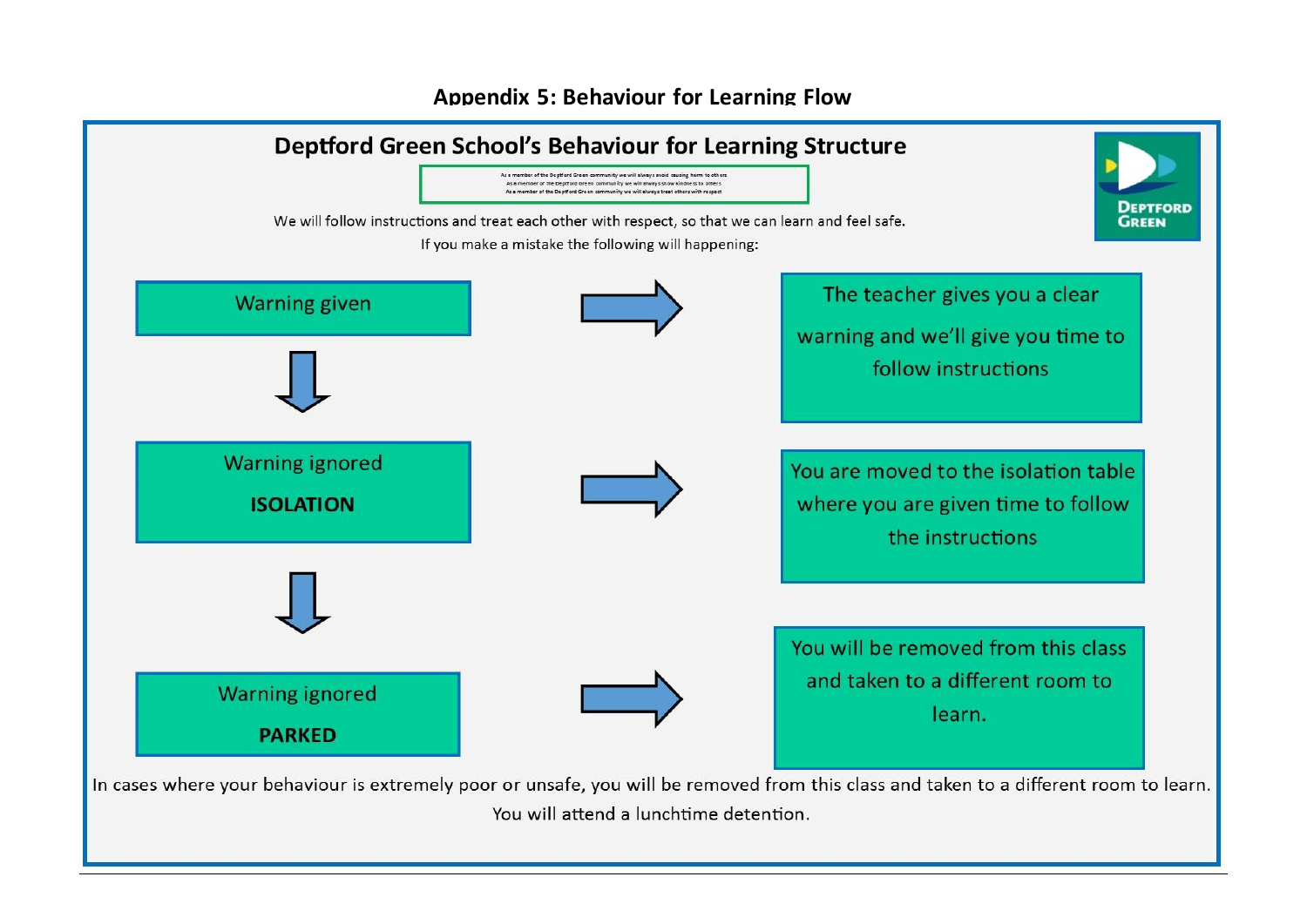## Appendix 5: Behaviour for Learning Flow

### Deptford Green School's Behaviour for Learning Structure

As a member of the Deptford Green community we will always avoid causing harm to others
As a member of the Deptford Green community we will always show kindness to others
As a member of the Deptford Green community we will always treat others with respect

We will follow instructions and treat each other with respect, so that we can learn and feel safe.

If you make a mistake the following will happening:

Warning given → The teacher gives you a clear warning and we'll give you time to follow instructions

Warning ignored **ISOLATION** → You are moved to the isolation table where you are given time to follow the instructions

Warning ignored **PARKED** → You will be removed from this class and taken to a different room to learn.

In cases where your behaviour is extremely poor or unsafe, you will be removed from this class and taken to a different room to learn. You will attend a lunchtime detention.